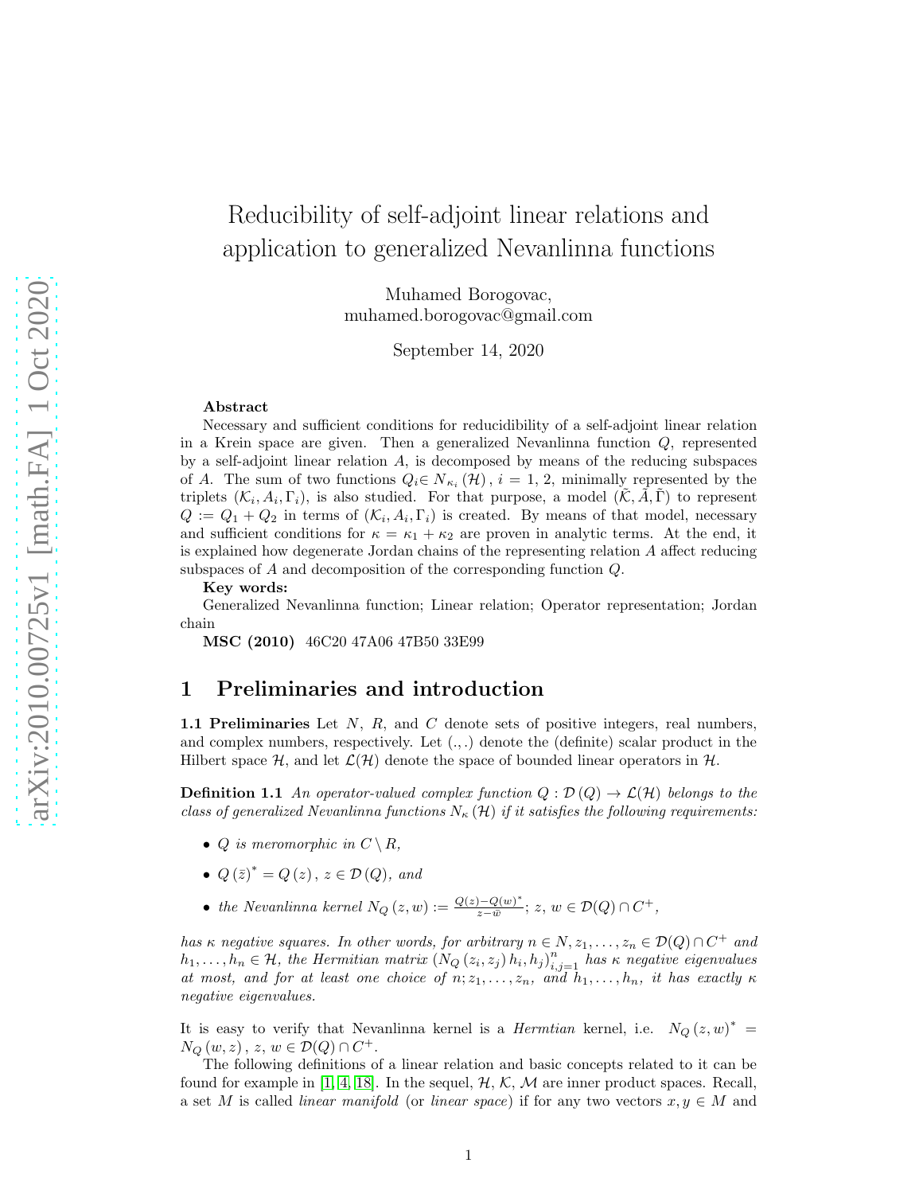# Reducibility of self-adjoint linear relations and application to generalized Nevanlinna functions

Muhamed Borogovac,
muhamed.borogovac@gmail.com

September 14, 2020

**Abstract**

Necessary and sufficient conditions for reducidibility of a self-adjoint linear relation in a Krein space are given. Then a generalized Nevanlinna function $Q$, represented by a self-adjoint linear relation $A$, is decomposed by means of the reducing subspaces of $A$. The sum of two functions $Q_i \in N_{\kappa_i}(\mathcal{H})$, $i = 1, 2$, minimally represented by the triplets $(\mathcal{K}_i, A_i, \Gamma_i)$, is also studied. For that purpose, a model $(\tilde{\mathcal{K}}, \tilde{A}, \tilde{\Gamma})$ to represent $Q := Q_1 + Q_2$ in terms of $(\mathcal{K}_i, A_i, \Gamma_i)$ is created. By means of that model, necessary and sufficient conditions for $\kappa = \kappa_1 + \kappa_2$ are proven in analytic terms. At the end, it is explained how degenerate Jordan chains of the representing relation $A$ affect reducing subspaces of $A$ and decomposition of the corresponding function $Q$.

**Key words:**
Generalized Nevanlinna function; Linear relation; Operator representation; Jordan chain

**MSC (2010)** 46C20 47A06 47B50 33E99

## 1 Preliminaries and introduction

**1.1 Preliminaries** Let $N$, $R$, and $C$ denote sets of positive integers, real numbers, and complex numbers, respectively. Let $(.,.)$ denote the (definite) scalar product in the Hilbert space $\mathcal{H}$, and let $\mathcal{L}(\mathcal{H})$ denote the space of bounded linear operators in $\mathcal{H}$.

**Definition 1.1** *An operator-valued complex function $Q : \mathcal{D}(Q) \to \mathcal{L}(\mathcal{H})$ belongs to the class of generalized Nevanlinna functions $N_\kappa(\mathcal{H})$ if it satisfies the following requirements:*

- *$Q$ is meromorphic in $C \setminus R$,*
- *$Q(\bar{z})^* = Q(z)$, $z \in \mathcal{D}(Q)$, and*
- *the Nevanlinna kernel $N_Q(z, w) := \frac{Q(z) - Q(w)^*}{z - \bar{w}}$; $z, w \in \mathcal{D}(Q) \cap C^+$,*

*has $\kappa$ negative squares. In other words, for arbitrary $n \in N, z_1, \ldots, z_n \in \mathcal{D}(Q) \cap C^+$ and $h_1, \ldots, h_n \in \mathcal{H}$, the Hermitian matrix $(N_Q(z_i, z_j) h_i, h_j)_{i,j=1}^n$ has $\kappa$ negative eigenvalues at most, and for at least one choice of $n; z_1, \ldots, z_n$, and $h_1, \ldots, h_n$, it has exactly $\kappa$ negative eigenvalues.*

It is easy to verify that Nevanlinna kernel is a *Hermtian* kernel, i.e. $N_Q(z, w)^* = N_Q(w, z)$, $z, w \in \mathcal{D}(Q) \cap C^+$.

The following definitions of a linear relation and basic concepts related to it can be found for example in [1, 4, 18]. In the sequel, $\mathcal{H}$, $\mathcal{K}$, $\mathcal{M}$ are inner product spaces. Recall, a set $M$ is called *linear manifold* (or *linear space*) if for any two vectors $x, y \in M$ and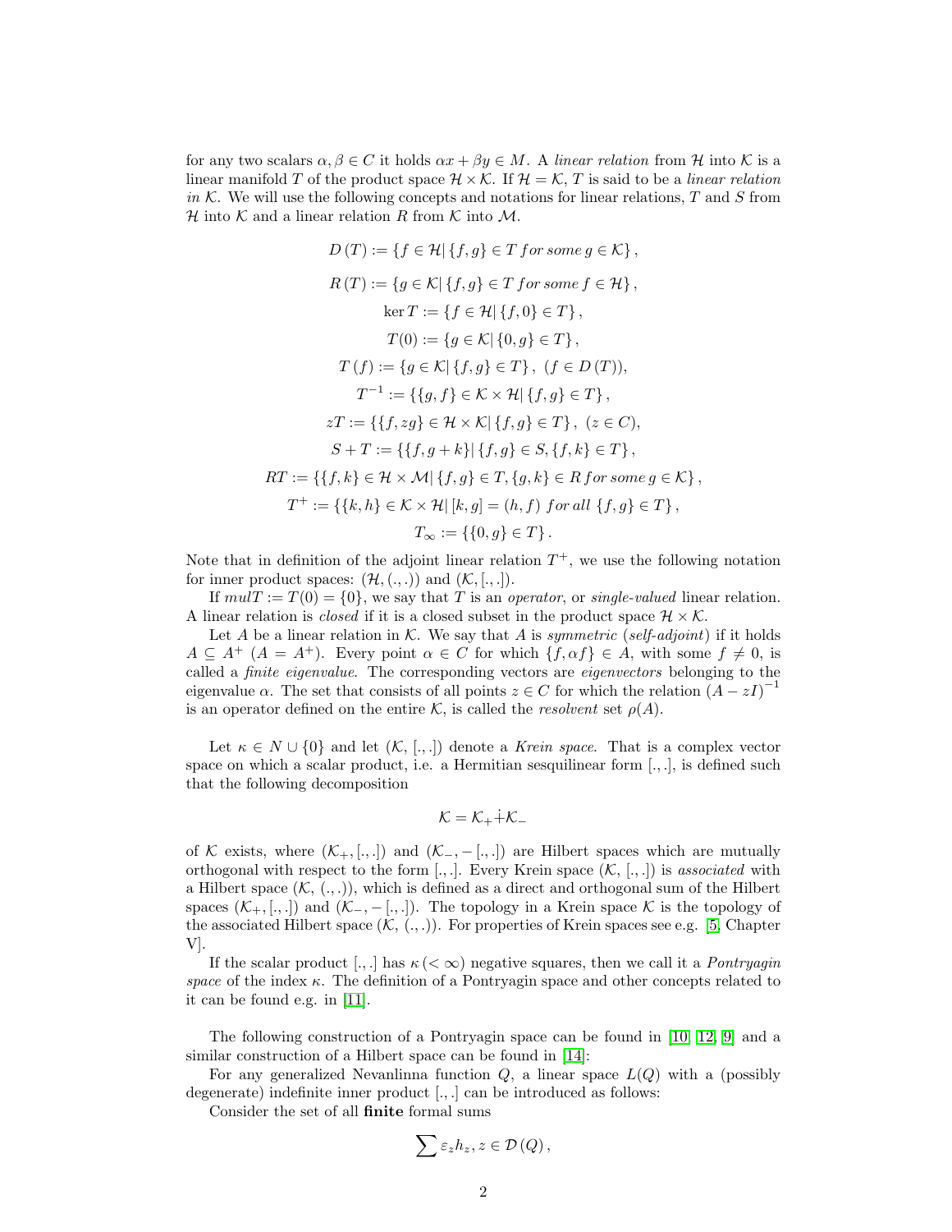for any two scalars $\alpha, \beta \in C$ it holds $\alpha x + \beta y \in M$. A *linear relation* from $\mathcal{H}$ into $\mathcal{K}$ is a linear manifold $T$ of the product space $\mathcal{H} \times \mathcal{K}$. If $\mathcal{H} = \mathcal{K}$, $T$ is said to be a *linear relation in* $\mathcal{K}$. We will use the following concepts and notations for linear relations, $T$ and $S$ from $\mathcal{H}$ into $\mathcal{K}$ and a linear relation $R$ from $\mathcal{K}$ into $\mathcal{M}$.

$$D(T) := \{f \in \mathcal{H} | \{f, g\} \in T \; for \; some \; g \in \mathcal{K}\},$$

$$R(T) := \{g \in \mathcal{K} | \{f, g\} \in T \; for \; some \; f \in \mathcal{H}\},$$

$$\ker T := \{f \in \mathcal{H} | \{f, 0\} \in T\},$$

$$T(0) := \{g \in \mathcal{K} | \{0, g\} \in T\},$$

$$T(f) := \{g \in \mathcal{K} | \{f, g\} \in T\}, \; (f \in D(T)),$$

$$T^{-1} := \{\{g, f\} \in \mathcal{K} \times \mathcal{H} | \{f, g\} \in T\},$$

$$zT := \{\{f, zg\} \in \mathcal{H} \times \mathcal{K} | \{f, g\} \in T\}, \; (z \in C),$$

$$S + T := \{\{f, g + k\} | \{f, g\} \in S, \{f, k\} \in T\},$$

$$RT := \{\{f, k\} \in \mathcal{H} \times \mathcal{M} | \{f, g\} \in T, \{g, k\} \in R \; for \; some \; g \in \mathcal{K}\},$$

$$T^{+} := \{\{k, h\} \in \mathcal{K} \times \mathcal{H} | [k, g] = (h, f) \; for \; all \; \{f, g\} \in T\},$$

$$T_{\infty} := \{\{0, g\} \in T\}.$$

Note that in definition of the adjoint linear relation $T^{+}$, we use the following notation for inner product spaces: $(\mathcal{H}, (.,.))$ and $(\mathcal{K}, [.,.])$.

If $mulT := T(0) = \{0\}$, we say that $T$ is an *operator*, or *single-valued* linear relation. A linear relation is *closed* if it is a closed subset in the product space $\mathcal{H} \times \mathcal{K}$.

Let $A$ be a linear relation in $\mathcal{K}$. We say that $A$ is *symmetric* (*self-adjoint*) if it holds $A \subseteq A^{+}$ $(A = A^{+})$. Every point $\alpha \in C$ for which $\{f, \alpha f\} \in A$, with some $f \neq 0$, is called a *finite eigenvalue*. The corresponding vectors are *eigenvectors* belonging to the eigenvalue $\alpha$. The set that consists of all points $z \in C$ for which the relation $(A - zI)^{-1}$ is an operator defined on the entire $\mathcal{K}$, is called the *resolvent* set $\rho(A)$.

Let $\kappa \in N \cup \{0\}$ and let $(\mathcal{K}, [.,.])$ denote a *Krein space*. That is a complex vector space on which a scalar product, i.e. a Hermitian sesquilinear form $[.,.]$, is defined such that the following decomposition

$$\mathcal{K} = \mathcal{K}_{+} \dot{+} \mathcal{K}_{-}$$

of $\mathcal{K}$ exists, where $(\mathcal{K}_{+}, [.,.])$ and $(\mathcal{K}_{-}, -[.,.])$ are Hilbert spaces which are mutually orthogonal with respect to the form $[.,.]$. Every Krein space $(\mathcal{K}, [.,.])$ is *associated* with a Hilbert space $(\mathcal{K}, (.,.))$, which is defined as a direct and orthogonal sum of the Hilbert spaces $(\mathcal{K}_{+}, [.,.])$ and $(\mathcal{K}_{-}, -[.,.])$. The topology in a Krein space $\mathcal{K}$ is the topology of the associated Hilbert space $(\mathcal{K}, (.,.))$. For properties of Krein spaces see e.g. [5, Chapter V].

If the scalar product $[.,.]$ has $\kappa \, (< \infty)$ negative squares, then we call it a *Pontryagin space* of the index $\kappa$. The definition of a Pontryagin space and other concepts related to it can be found e.g. in [11].

The following construction of a Pontryagin space can be found in [10, 12, 9] and a similar construction of a Hilbert space can be found in [14]:

For any generalized Nevanlinna function $Q$, a linear space $L(Q)$ with a (possibly degenerate) indefinite inner product $[.,.]$ can be introduced as follows:

Consider the set of all **finite** formal sums

$$\sum \varepsilon_z h_z, z \in \mathcal{D}(Q),$$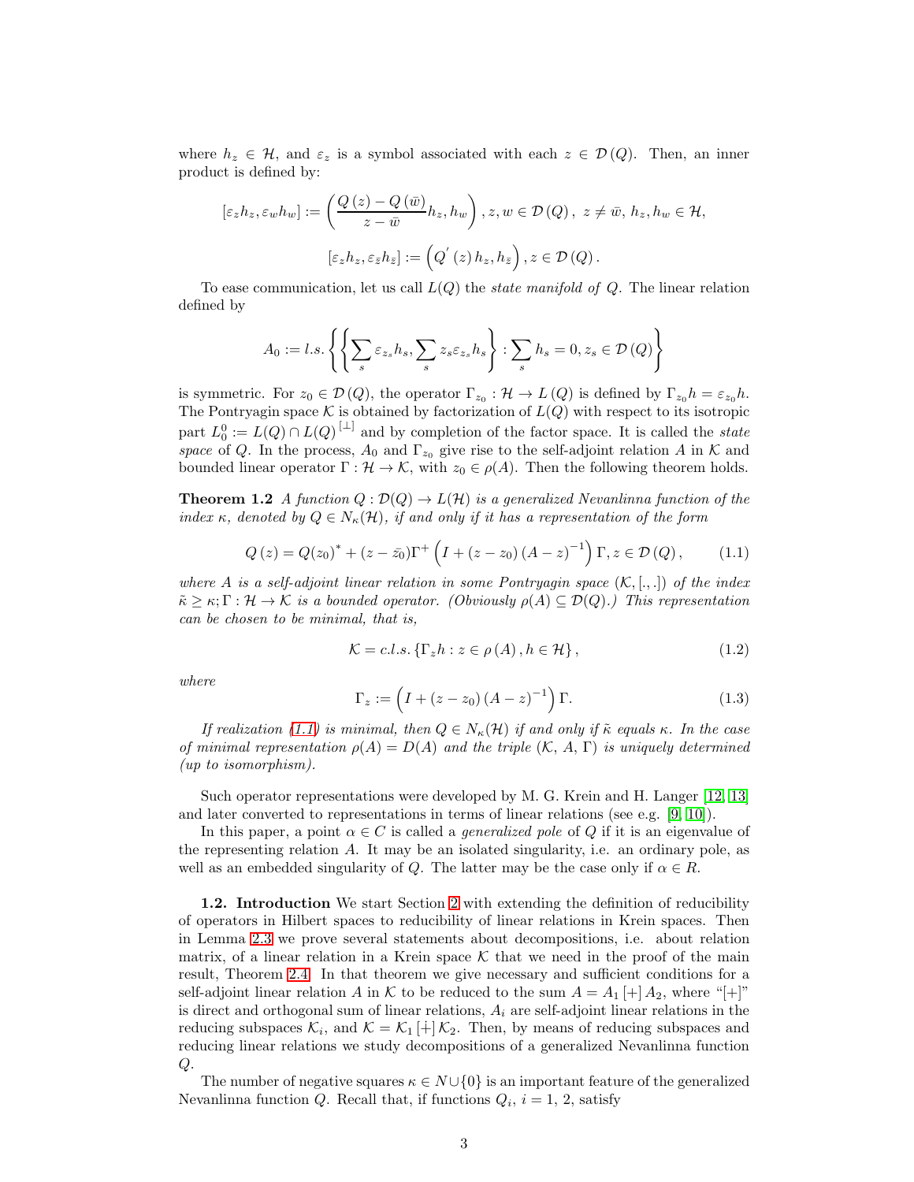where $h_z \in \mathcal{H}$, and $\varepsilon_z$ is a symbol associated with each $z \in \mathcal{D}(Q)$. Then, an inner product is defined by:

$$[\varepsilon_z h_z, \varepsilon_w h_w] := \left( \frac{Q(z) - Q(\bar{w})}{z - \bar{w}} h_z, h_w \right), z, w \in \mathcal{D}(Q), \ z \neq \bar{w}, \ h_z, h_w \in \mathcal{H},$$

$$[\varepsilon_z h_z, \varepsilon_{\bar{z}} h_{\bar{z}}] := \left( Q'(z) h_z, h_{\bar{z}} \right), z \in \mathcal{D}(Q).$$

To ease communication, let us call $L(Q)$ the *state manifold of* $Q$. The linear relation defined by

$$A_0 := l.s. \left\{ \left\{ \sum_s \varepsilon_{z_s} h_s, \sum_s z_s \varepsilon_{z_s} h_s \right\} : \sum_s h_s = 0, z_s \in \mathcal{D}(Q) \right\}$$

is symmetric. For $z_0 \in \mathcal{D}(Q)$, the operator $\Gamma_{z_0} : \mathcal{H} \to L(Q)$ is defined by $\Gamma_{z_0} h = \varepsilon_{z_0} h$. The Pontryagin space $\mathcal{K}$ is obtained by factorization of $L(Q)$ with respect to its isotropic part $L_0^0 := L(Q) \cap L(Q)^{[\perp]}$ and by completion of the factor space. It is called the *state space* of $Q$. In the process, $A_0$ and $\Gamma_{z_0}$ give rise to the self-adjoint relation $A$ in $\mathcal{K}$ and bounded linear operator $\Gamma : \mathcal{H} \to \mathcal{K}$, with $z_0 \in \rho(A)$. Then the following theorem holds.

**Theorem 1.2** *A function $Q : \mathcal{D}(Q) \to L(\mathcal{H})$ is a generalized Nevanlinna function of the index $\kappa$, denoted by $Q \in N_\kappa(\mathcal{H})$, if and only if it has a representation of the form*

$$Q(z) = Q(z_0)^* + (z - \bar{z_0}) \Gamma^+ \left( I + (z - z_0)(A - z)^{-1} \right) \Gamma, z \in \mathcal{D}(Q), \tag{1.1}$$

*where $A$ is a self-adjoint linear relation in some Pontryagin space $(\mathcal{K}, [.,.])$ of the index $\tilde{\kappa} \geq \kappa$; $\Gamma : \mathcal{H} \to \mathcal{K}$ is a bounded operator. (Obviously $\rho(A) \subseteq \mathcal{D}(Q)$.) This representation can be chosen to be minimal, that is,*

$$\mathcal{K} = c.l.s. \{ \Gamma_z h : z \in \rho(A), h \in \mathcal{H} \}, \tag{1.2}$$

*where*

$$\Gamma_z := \left( I + (z - z_0)(A - z)^{-1} \right) \Gamma. \tag{1.3}$$

*If realization (1.1) is minimal, then $Q \in N_\kappa(\mathcal{H})$ if and only if $\tilde{\kappa}$ equals $\kappa$. In the case of minimal representation $\rho(A) = D(A)$ and the triple $(\mathcal{K}, A, \Gamma)$ is uniquely determined (up to isomorphism).*

Such operator representations were developed by M. G. Krein and H. Langer [12, 13] and later converted to representations in terms of linear relations (see e.g. [9, 10]).

In this paper, a point $\alpha \in C$ is called a *generalized pole* of $Q$ if it is an eigenvalue of the representing relation $A$. It may be an isolated singularity, i.e. an ordinary pole, as well as an embedded singularity of $Q$. The latter may be the case only if $\alpha \in R$.

**1.2. Introduction** We start Section 2 with extending the definition of reducibility of operators in Hilbert spaces to reducibility of linear relations in Krein spaces. Then in Lemma 2.3 we prove several statements about decompositions, i.e. about relation matrix, of a linear relation in a Krein space $\mathcal{K}$ that we need in the proof of the main result, Theorem 2.4. In that theorem we give necessary and sufficient conditions for a self-adjoint linear relation $A$ in $\mathcal{K}$ to be reduced to the sum $A = A_1 [+] A_2$, where "[+]" is direct and orthogonal sum of linear relations, $A_i$ are self-adjoint linear relations in the reducing subspaces $\mathcal{K}_i$, and $\mathcal{K} = \mathcal{K}_1 [\dotplus] \mathcal{K}_2$. Then, by means of reducing subspaces and reducing linear relations we study decompositions of a generalized Nevanlinna function $Q$.

The number of negative squares $\kappa \in N \cup \{0\}$ is an important feature of the generalized Nevanlinna function $Q$. Recall that, if functions $Q_i$, $i = 1, 2$, satisfy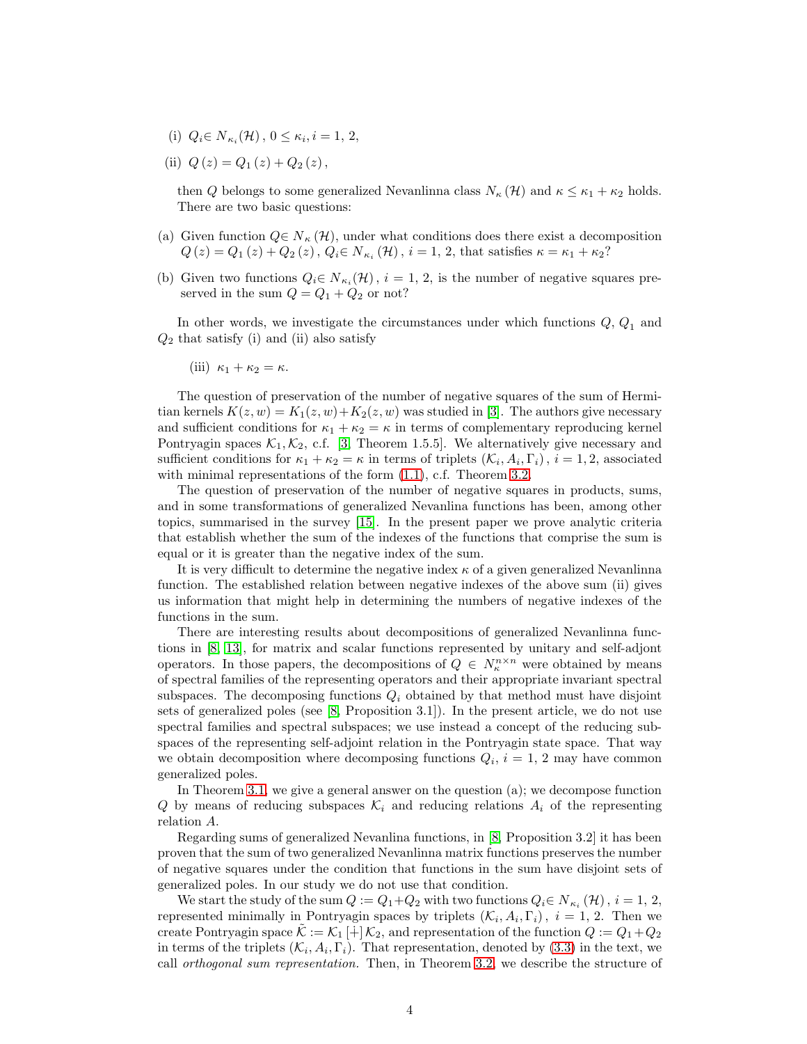(i) $Q_i \in N_{\kappa_i}(\mathcal{H})$, $0 \leq \kappa_i, i = 1, 2,$

(ii) $Q(z) = Q_1(z) + Q_2(z)$,

then $Q$ belongs to some generalized Nevanlinna class $N_\kappa(\mathcal{H})$ and $\kappa \leq \kappa_1 + \kappa_2$ holds. There are two basic questions:

(a) Given function $Q \in N_\kappa(\mathcal{H})$, under what conditions does there exist a decomposition $Q(z) = Q_1(z) + Q_2(z)$, $Q_i \in N_{\kappa_i}(\mathcal{H})$, $i = 1, 2$, that satisfies $\kappa = \kappa_1 + \kappa_2$?

(b) Given two functions $Q_i \in N_{\kappa_i}(\mathcal{H})$, $i = 1, 2$, is the number of negative squares preserved in the sum $Q = Q_1 + Q_2$ or not?

In other words, we investigate the circumstances under which functions $Q$, $Q_1$ and $Q_2$ that satisfy (i) and (ii) also satisfy

(iii) $\kappa_1 + \kappa_2 = \kappa$.

The question of preservation of the number of negative squares of the sum of Hermitian kernels $K(z,w) = K_1(z,w) + K_2(z,w)$ was studied in [3]. The authors give necessary and sufficient conditions for $\kappa_1 + \kappa_2 = \kappa$ in terms of complementary reproducing kernel Pontryagin spaces $\mathcal{K}_1, \mathcal{K}_2$, c.f. [3, Theorem 1.5.5]. We alternatively give necessary and sufficient conditions for $\kappa_1 + \kappa_2 = \kappa$ in terms of triplets $(\mathcal{K}_i, A_i, \Gamma_i)$, $i = 1, 2$, associated with minimal representations of the form (1.1), c.f. Theorem 3.2.

The question of preservation of the number of negative squares in products, sums, and in some transformations of generalized Nevanlina functions has been, among other topics, summarised in the survey [15]. In the present paper we prove analytic criteria that establish whether the sum of the indexes of the functions that comprise the sum is equal or it is greater than the negative index of the sum.

It is very difficult to determine the negative index $\kappa$ of a given generalized Nevanlinna function. The established relation between negative indexes of the above sum (ii) gives us information that might help in determining the numbers of negative indexes of the functions in the sum.

There are interesting results about decompositions of generalized Nevanlinna functions in [8, 13], for matrix and scalar functions represented by unitary and self-adjont operators. In those papers, the decompositions of $Q \in N_\kappa^{n \times n}$ were obtained by means of spectral families of the representing operators and their appropriate invariant spectral subspaces. The decomposing functions $Q_i$ obtained by that method must have disjoint sets of generalized poles (see [8, Proposition 3.1]). In the present article, we do not use spectral families and spectral subspaces; we use instead a concept of the reducing subspaces of the representing self-adjoint relation in the Pontryagin state space. That way we obtain decomposition where decomposing functions $Q_i$, $i = 1, 2$ may have common generalized poles.

In Theorem 3.1, we give a general answer on the question (a); we decompose function $Q$ by means of reducing subspaces $\mathcal{K}_i$ and reducing relations $A_i$ of the representing relation $A$.

Regarding sums of generalized Nevanlina functions, in [8, Proposition 3.2] it has been proven that the sum of two generalized Nevanlinna matrix functions preserves the number of negative squares under the condition that functions in the sum have disjoint sets of generalized poles. In our study we do not use that condition.

We start the study of the sum $Q := Q_1 + Q_2$ with two functions $Q_i \in N_{\kappa_i}(\mathcal{H})$, $i = 1, 2$, represented minimally in Pontryagin spaces by triplets $(\mathcal{K}_i, A_i, \Gamma_i)$, $i = 1, 2$. Then we create Pontryagin space $\tilde{\mathcal{K}} := \mathcal{K}_1 [\dot{+}] \mathcal{K}_2$, and representation of the function $Q := Q_1 + Q_2$ in terms of the triplets $(\mathcal{K}_i, A_i, \Gamma_i)$. That representation, denoted by (3.3) in the text, we call *orthogonal sum representation.* Then, in Theorem 3.2, we describe the structure of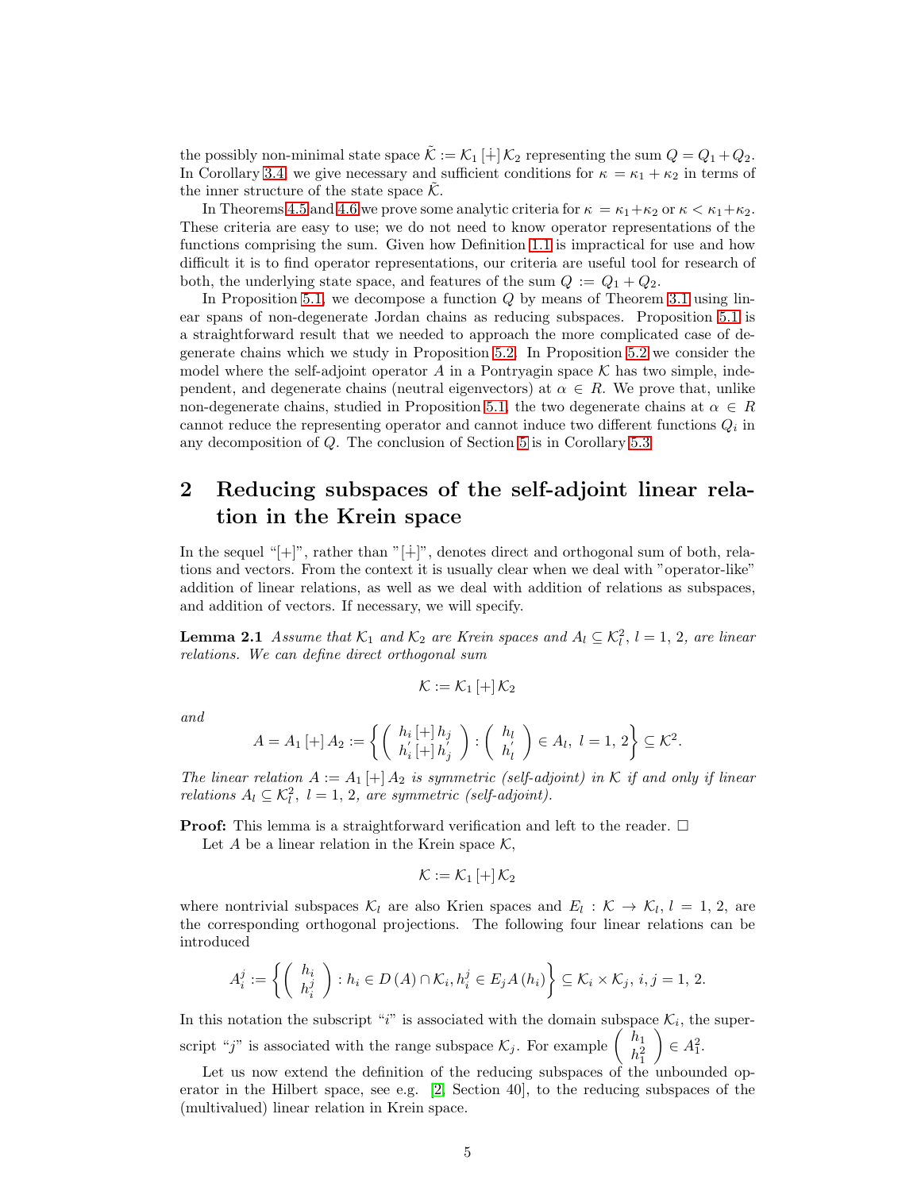the possibly non-minimal state space $\tilde{\mathcal{K}} := \mathcal{K}_1 [\dot{+}] \mathcal{K}_2$ representing the sum $Q = Q_1 + Q_2$. In Corollary 3.4, we give necessary and sufficient conditions for $\kappa = \kappa_1 + \kappa_2$ in terms of the inner structure of the state space $\tilde{\mathcal{K}}$.

In Theorems 4.5 and 4.6 we prove some analytic criteria for $\kappa = \kappa_1 + \kappa_2$ or $\kappa < \kappa_1 + \kappa_2$. These criteria are easy to use; we do not need to know operator representations of the functions comprising the sum. Given how Definition 1.1 is impractical for use and how difficult it is to find operator representations, our criteria are useful tool for research of both, the underlying state space, and features of the sum $Q := Q_1 + Q_2$.

In Proposition 5.1, we decompose a function $Q$ by means of Theorem 3.1 using linear spans of non-degenerate Jordan chains as reducing subspaces. Proposition 5.1 is a straightforward result that we needed to approach the more complicated case of degenerate chains which we study in Proposition 5.2. In Proposition 5.2 we consider the model where the self-adjoint operator $A$ in a Pontryagin space $\mathcal{K}$ has two simple, independent, and degenerate chains (neutral eigenvectors) at $\alpha \in R$. We prove that, unlike non-degenerate chains, studied in Proposition 5.1, the two degenerate chains at $\alpha \in R$ cannot reduce the representing operator and cannot induce two different functions $Q_i$ in any decomposition of $Q$. The conclusion of Section 5 is in Corollary 5.3.

## 2 Reducing subspaces of the self-adjoint linear relation in the Krein space

In the sequel "[+]", rather than "$[\dot{+}]$", denotes direct and orthogonal sum of both, relations and vectors. From the context it is usually clear when we deal with "operator-like" addition of linear relations, as well as we deal with addition of relations as subspaces, and addition of vectors. If necessary, we will specify.

**Lemma 2.1** *Assume that $\mathcal{K}_1$ and $\mathcal{K}_2$ are Krein spaces and $A_l \subseteq \mathcal{K}_l^2$, $l = 1, 2$, are linear relations. We can define direct orthogonal sum*

$$\mathcal{K} := \mathcal{K}_1 [+] \mathcal{K}_2$$

*and*

$$A = A_1 [+] A_2 := \left\{ \begin{pmatrix} h_i [+] h_j \\ h_i' [+] h_j' \end{pmatrix} : \begin{pmatrix} h_l \\ h_l' \end{pmatrix} \in A_l,\ l = 1, 2 \right\} \subseteq \mathcal{K}^2.$$

*The linear relation $A := A_1 [+] A_2$ is symmetric (self-adjoint) in $\mathcal{K}$ if and only if linear relations $A_l \subseteq \mathcal{K}_l^2$, $l = 1, 2$, are symmetric (self-adjoint).*

**Proof:** This lemma is a straightforward verification and left to the reader. □

Let $A$ be a linear relation in the Krein space $\mathcal{K}$,

$$\mathcal{K} := \mathcal{K}_1 [+] \mathcal{K}_2$$

where nontrivial subspaces $\mathcal{K}_l$ are also Krien spaces and $E_l : \mathcal{K} \to \mathcal{K}_l$, $l = 1, 2$, are the corresponding orthogonal projections. The following four linear relations can be introduced

$$A_i^j := \left\{ \begin{pmatrix} h_i \\ h_i^j \end{pmatrix} : h_i \in D(A) \cap \mathcal{K}_i, h_i^j \in E_j A(h_i) \right\} \subseteq \mathcal{K}_i \times \mathcal{K}_j,\ i, j = 1, 2.$$

In this notation the subscript "$i$" is associated with the domain subspace $\mathcal{K}_i$, the superscript "$j$" is associated with the range subspace $\mathcal{K}_j$. For example $\begin{pmatrix} h_1 \\ h_1^2 \end{pmatrix} \in A_1^2$.

Let us now extend the definition of the reducing subspaces of the unbounded operator in the Hilbert space, see e.g. [2, Section 40], to the reducing subspaces of the (multivalued) linear relation in Krein space.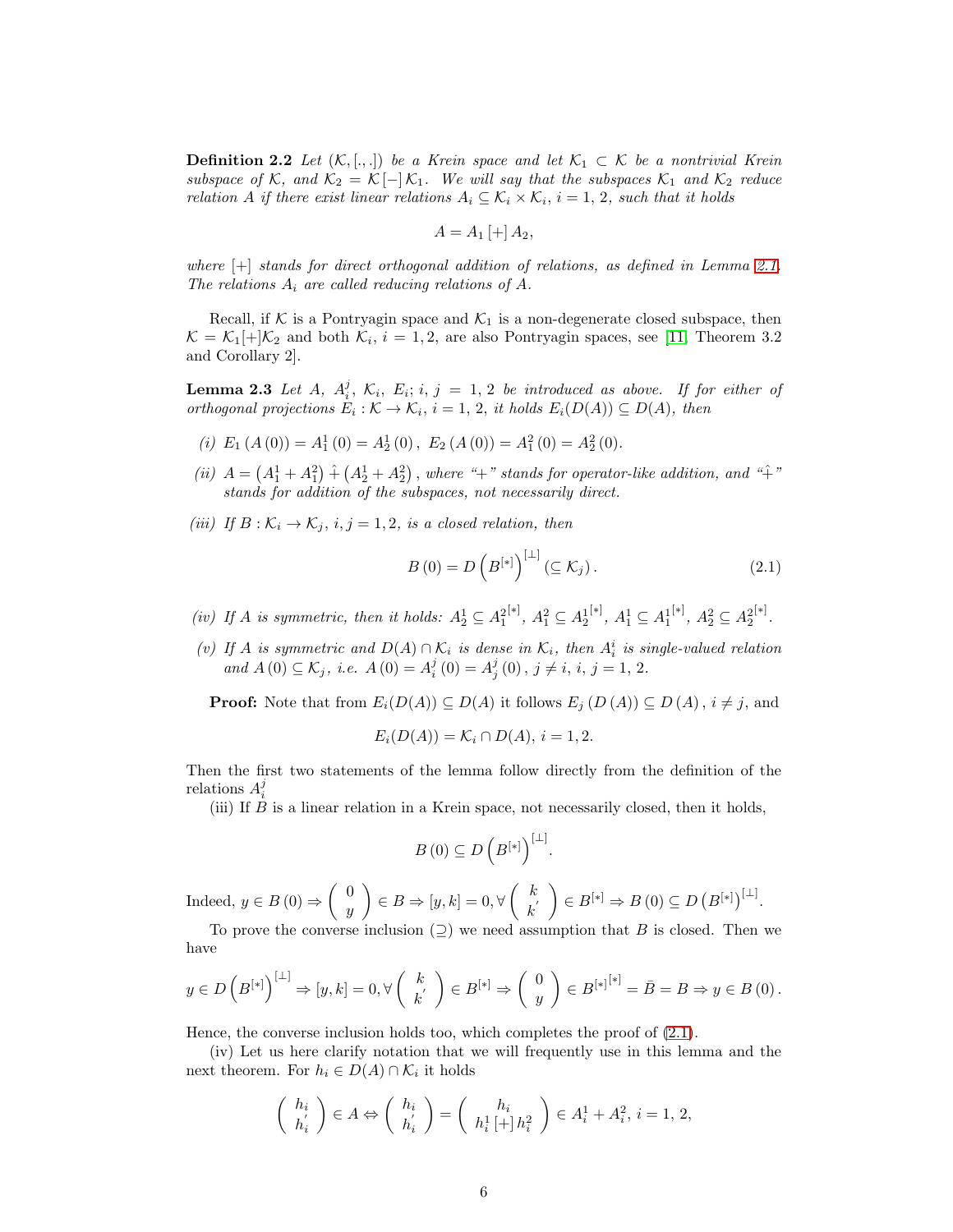**Definition 2.2** *Let $(\mathcal{K}, [.,.])$ be a Krein space and let $\mathcal{K}_1 \subset \mathcal{K}$ be a nontrivial Krein subspace of $\mathcal{K}$, and $\mathcal{K}_2 = \mathcal{K} [-] \mathcal{K}_1$. We will say that the subspaces $\mathcal{K}_1$ and $\mathcal{K}_2$ reduce relation $A$ if there exist linear relations $A_i \subseteq \mathcal{K}_i \times \mathcal{K}_i$, $i = 1, 2$, such that it holds*

$$A = A_1 [+] A_2,$$

*where $[+]$ stands for direct orthogonal addition of relations, as defined in Lemma 2.1. The relations $A_i$ are called reducing relations of $A$.*

Recall, if $\mathcal{K}$ is a Pontryagin space and $\mathcal{K}_1$ is a non-degenerate closed subspace, then $\mathcal{K} = \mathcal{K}_1 [+] \mathcal{K}_2$ and both $\mathcal{K}_i$, $i = 1, 2$, are also Pontryagin spaces, see [11, Theorem 3.2 and Corollary 2].

**Lemma 2.3** *Let $A$, $A_i^j$, $\mathcal{K}_i$, $E_i$; $i, j = 1, 2$ be introduced as above. If for either of orthogonal projections $E_i : \mathcal{K} \to \mathcal{K}_i$, $i = 1, 2$, it holds $E_i(D(A)) \subseteq D(A)$, then*

*(i)* $E_1 (A (0)) = A_1^1 (0) = A_2^1 (0)$, $E_2 (A (0)) = A_1^2 (0) = A_2^2 (0)$.

*(ii)* $A = \left(A_1^1 + A_1^2\right) \hat{+} \left(A_2^1 + A_2^2\right)$, *where "+" stands for operator-like addition, and "$\hat{+}$" stands for addition of the subspaces, not necessarily direct.*

*(iii) If $B : \mathcal{K}_i \to \mathcal{K}_j$, $i, j = 1, 2$, is a closed relation, then*

$$B (0) = D \left(B^{[*]}\right)^{[\perp]} (\subseteq \mathcal{K}_j). \tag{2.1}$$

*(iv) If $A$ is symmetric, then it holds:* $A_2^1 \subseteq A_1^{2^{[*]}}$, $A_1^2 \subseteq A_2^{1^{[*]}}$, $A_1^1 \subseteq A_1^{1^{[*]}}$, $A_2^2 \subseteq A_2^{2^{[*]}}$.

*(v) If $A$ is symmetric and $D(A) \cap \mathcal{K}_i$ is dense in $\mathcal{K}_i$, then $A_i^i$ is single-valued relation and $A (0) \subseteq \mathcal{K}_j$, i.e. $A (0) = A_i^j (0) = A_j^j (0)$, $j \neq i$, $i, j = 1, 2$.*

**Proof:** Note that from $E_i(D(A)) \subseteq D(A)$ it follows $E_j (D (A)) \subseteq D (A)$, $i \neq j$, and

$$E_i(D(A)) = \mathcal{K}_i \cap D(A),\ i = 1, 2.$$

Then the first two statements of the lemma follow directly from the definition of the relations $A_i^j$

(iii) If $B$ is a linear relation in a Krein space, not necessarily closed, then it holds,

$$B (0) \subseteq D \left(B^{[*]}\right)^{[\perp]}.$$

Indeed, $y \in B (0) \Rightarrow \begin{pmatrix} 0 \\ y \end{pmatrix} \in B \Rightarrow [y, k] = 0, \forall \begin{pmatrix} k \\ k' \end{pmatrix} \in B^{[*]} \Rightarrow B (0) \subseteq D \left(B^{[*]}\right)^{[\perp]}$.

To prove the converse inclusion ($\supseteq$) we need assumption that $B$ is closed. Then we have

$$y \in D \left(B^{[*]}\right)^{[\perp]} \Rightarrow [y, k] = 0, \forall \begin{pmatrix} k \\ k' \end{pmatrix} \in B^{[*]} \Rightarrow \begin{pmatrix} 0 \\ y \end{pmatrix} \in B^{[*]^{[*]}} = \bar{B} = B \Rightarrow y \in B (0).$$

Hence, the converse inclusion holds too, which completes the proof of (2.1).

(iv) Let us here clarify notation that we will frequently use in this lemma and the next theorem. For $h_i \in D(A) \cap \mathcal{K}_i$ it holds

$$\begin{pmatrix} h_i \\ h_i' \end{pmatrix} \in A \Leftrightarrow \begin{pmatrix} h_i \\ h_i' \end{pmatrix} = \begin{pmatrix} h_i \\ h_i^1 [+] h_i^2 \end{pmatrix} \in A_i^1 + A_i^2,\ i = 1, 2,$$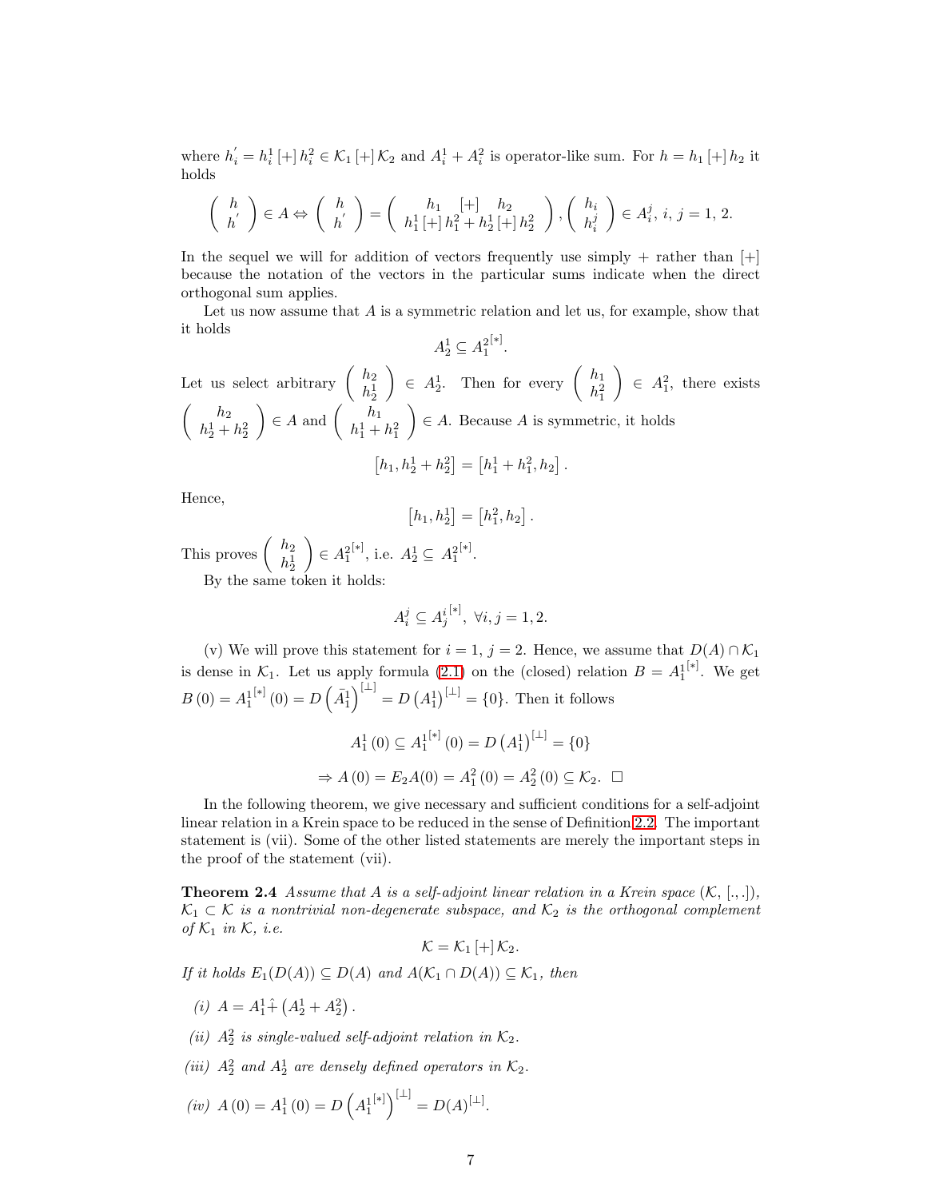where $h_i^{'} = h_i^1 \,[+]\, h_i^2 \in \mathcal{K}_1 \,[+]\, \mathcal{K}_2$ and $A_i^1 + A_i^2$ is operator-like sum. For $h = h_1 \,[+]\, h_2$ it holds

$$\begin{pmatrix} h \\ h^{'} \end{pmatrix} \in A \Leftrightarrow \begin{pmatrix} h \\ h^{'} \end{pmatrix} = \begin{pmatrix} h_1 \quad [+] \quad h_2 \\ h_1^1 \,[+]\, h_1^2 + h_2^1 \,[+]\, h_2^2 \end{pmatrix}, \begin{pmatrix} h_i \\ h_i^j \end{pmatrix} \in A_i^j,\ i,j = 1,2.$$

In the sequel we will for addition of vectors frequently use simply $+$ rather than $[+]$ because the notation of the vectors in the particular sums indicate when the direct orthogonal sum applies.

Let us now assume that $A$ is a symmetric relation and let us, for example, show that it holds

$$A_2^1 \subseteq A_1^{2^{[*]}}.$$

Let us select arbitrary $\begin{pmatrix} h_2 \\ h_2^1 \end{pmatrix} \in A_2^1$. Then for every $\begin{pmatrix} h_1 \\ h_1^2 \end{pmatrix} \in A_1^2$, there exists $\begin{pmatrix} h_2 \\ h_2^1 + h_2^2 \end{pmatrix} \in A$ and $\begin{pmatrix} h_1 \\ h_1^1 + h_1^2 \end{pmatrix} \in A$. Because $A$ is symmetric, it holds

$$\left[h_1, h_2^1 + h_2^2\right] = \left[h_1^1 + h_1^2, h_2\right].$$

Hence,

$$\left[h_1, h_2^1\right] = \left[h_1^2, h_2\right].$$

This proves $\begin{pmatrix} h_2 \\ h_2^1 \end{pmatrix} \in A_1^{2^{[*]}}$, i.e. $A_2^1 \subseteq A_1^{2^{[*]}}$.

By the same token it holds:

$$A_i^j \subseteq A_j^{i^{[*]}},\ \forall i,j = 1,2.$$

(v) We will prove this statement for $i = 1$, $j = 2$. Hence, we assume that $D(A) \cap \mathcal{K}_1$ is dense in $\mathcal{K}_1$. Let us apply formula (2.1) on the (closed) relation $B = A_1^{1^{[*]}}$. We get $B(0) = A_1^{1^{[*]}}(0) = D\left(\bar{A}_1^1\right)^{[\perp]} = D\left(A_1^1\right)^{[\perp]} = \{0\}$. Then it follows

$$A_1^1(0) \subseteq A_1^{1^{[*]}}(0) = D\left(A_1^1\right)^{[\perp]} = \{0\}$$

$$\Rightarrow A(0) = E_2 A(0) = A_1^2(0) = A_2^2(0) \subseteq \mathcal{K}_2. \ \square$$

In the following theorem, we give necessary and sufficient conditions for a self-adjoint linear relation in a Krein space to be reduced in the sense of Definition 2.2. The important statement is (vii). Some of the other listed statements are merely the important steps in the proof of the statement (vii).

**Theorem 2.4** *Assume that $A$ is a self-adjoint linear relation in a Krein space $(\mathcal{K}, [.,.])$, $\mathcal{K}_1 \subset \mathcal{K}$ is a nontrivial non-degenerate subspace, and $\mathcal{K}_2$ is the orthogonal complement of $\mathcal{K}_1$ in $\mathcal{K}$, i.e.*

$$\mathcal{K} = \mathcal{K}_1 \,[+]\, \mathcal{K}_2.$$

*If it holds $E_1(D(A)) \subseteq D(A)$ and $A(\mathcal{K}_1 \cap D(A)) \subseteq \mathcal{K}_1$, then*

*(i)* $A = A_1^1 \hat{+} \left(A_2^1 + A_2^2\right)$.

*(ii)* $A_2^2$ *is single-valued self-adjoint relation in* $\mathcal{K}_2$.

*(iii)* $A_2^2$ *and* $A_2^1$ *are densely defined operators in* $\mathcal{K}_2$.

*(iv)* $A(0) = A_1^1(0) = D\left(A_1^{1^{[*]}}\right)^{[\perp]} = D(A)^{[\perp]}$.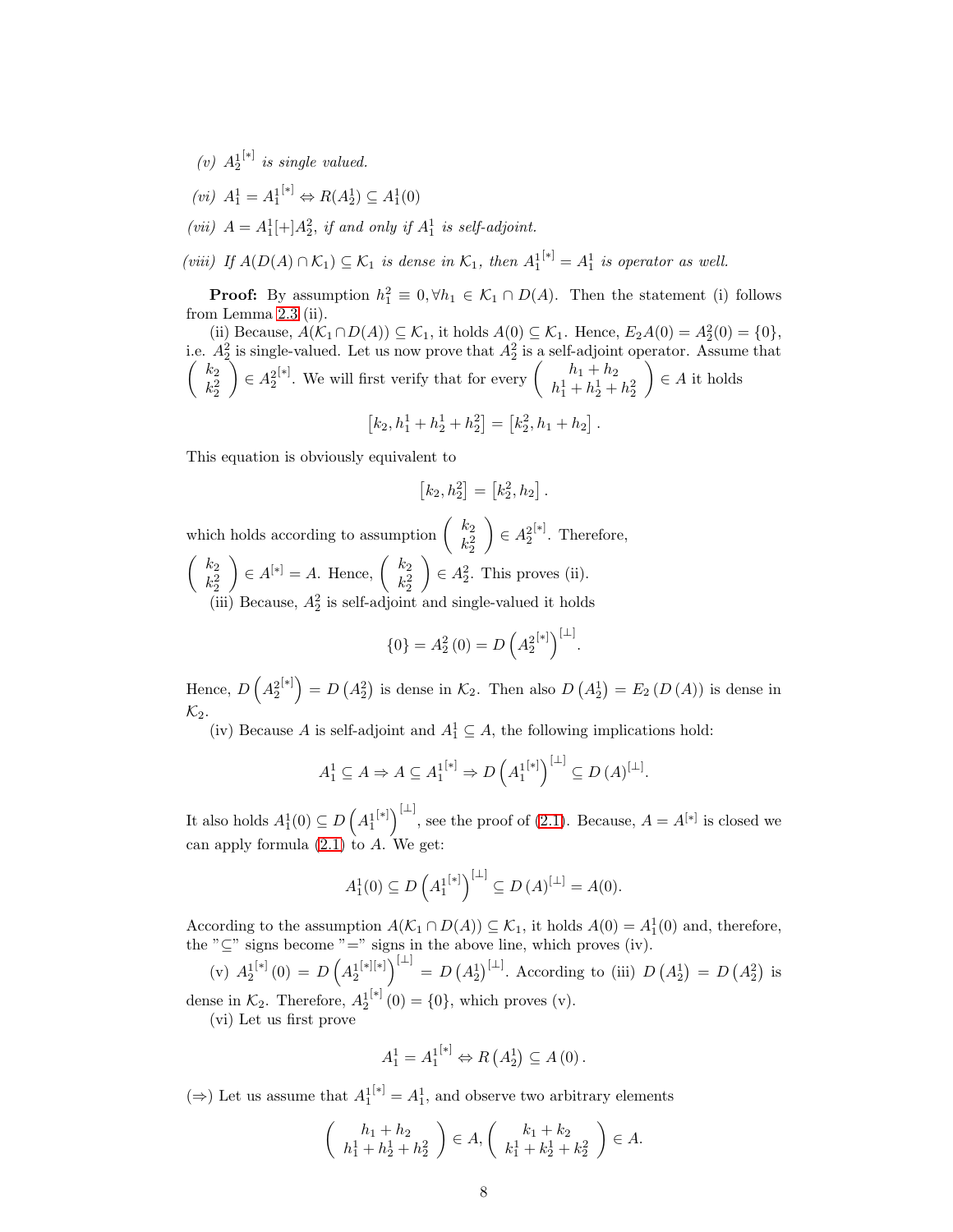*(v)* ${A_2^1}^{[*]}$ *is single valued.*

*(vi)* $A_1^1 = {A_1^1}^{[*]} \Leftrightarrow R(A_2^1) \subseteq A_1^1(0)$

*(vii)* $A = A_1^1[+]A_2^2$*, if and only if* $A_1^1$ *is self-adjoint.*

*(viii) If* $A(D(A) \cap \mathcal{K}_1) \subseteq \mathcal{K}_1$ *is dense in* $\mathcal{K}_1$*, then* ${A_1^1}^{[*]} = A_1^1$ *is operator as well.*

**Proof:** By assumption $h_1^2 \equiv 0, \forall h_1 \in \mathcal{K}_1 \cap D(A)$. Then the statement (i) follows from Lemma 2.3 (ii).

(ii) Because, $A(\mathcal{K}_1 \cap D(A)) \subseteq \mathcal{K}_1$, it holds $A(0) \subseteq \mathcal{K}_1$. Hence, $E_2 A(0) = A_2^2(0) = \{0\}$, i.e. $A_2^2$ is single-valued. Let us now prove that $A_2^2$ is a self-adjoint operator. Assume that $\begin{pmatrix} k_2 \\ k_2^2 \end{pmatrix} \in {A_2^2}^{[*]}$. We will first verify that for every $\begin{pmatrix} h_1 + h_2 \\ h_1^1 + h_2^1 + h_2^2 \end{pmatrix} \in A$ it holds

$$\left[k_2, h_1^1 + h_2^1 + h_2^2\right] = \left[k_2^2, h_1 + h_2\right].$$

This equation is obviously equivalent to

$$\left[k_2, h_2^2\right] = \left[k_2^2, h_2\right].$$

which holds according to assumption $\begin{pmatrix} k_2 \\ k_2^2 \end{pmatrix} \in {A_2^2}^{[*]}$. Therefore, $\begin{pmatrix} k_2 \\ k_2^2 \end{pmatrix} \in A^{[*]} = A$. Hence, $\begin{pmatrix} k_2 \\ k_2^2 \end{pmatrix} \in A_2^2$. This proves (ii).

(iii) Because, $A_2^2$ is self-adjoint and single-valued it holds

$$\{0\} = A_2^2(0) = D\left({A_2^2}^{[*]}\right)^{[\perp]}.$$

Hence, $D\left({A_2^2}^{[*]}\right) = D\left(A_2^2\right)$ is dense in $\mathcal{K}_2$. Then also $D\left(A_2^1\right) = E_2\left(D\left(A\right)\right)$ is dense in $\mathcal{K}_2$.

(iv) Because $A$ is self-adjoint and $A_1^1 \subseteq A$, the following implications hold:

$$A_1^1 \subseteq A \Rightarrow A \subseteq {A_1^1}^{[*]} \Rightarrow D\left({A_1^1}^{[*]}\right)^{[\perp]} \subseteq D\left(A\right)^{[\perp]}.$$

It also holds $A_1^1(0) \subseteq D\left({A_1^1}^{[*]}\right)^{[\perp]}$, see the proof of (2.1). Because, $A = A^{[*]}$ is closed we can apply formula (2.1) to $A$. We get:

$$A_1^1(0) \subseteq D\left({A_1^1}^{[*]}\right)^{[\perp]} \subseteq D\left(A\right)^{[\perp]} = A(0).$$

According to the assumption $A(\mathcal{K}_1 \cap D(A)) \subseteq \mathcal{K}_1$, it holds $A(0) = A_1^1(0)$ and, therefore, the "$\subseteq$" signs become "$=$" signs in the above line, which proves (iv).

(v) ${A_2^1}^{[*]}(0) = D\left({A_2^1}^{[*][*]}\right)^{[\perp]} = D\left(A_2^1\right)^{[\perp]}$. According to (iii) $D\left(A_2^1\right) = D\left(A_2^2\right)$ is dense in $\mathcal{K}_2$. Therefore, ${A_2^1}^{[*]}(0) = \{0\}$, which proves (v).

(vi) Let us first prove

$$A_1^1 = {A_1^1}^{[*]} \Leftrightarrow R\left(A_2^1\right) \subseteq A\left(0\right).$$

($\Rightarrow$) Let us assume that ${A_1^1}^{[*]} = A_1^1$, and observe two arbitrary elements

$$\begin{pmatrix} h_1 + h_2 \\ h_1^1 + h_2^1 + h_2^2 \end{pmatrix} \in A, \begin{pmatrix} k_1 + k_2 \\ k_1^1 + k_2^1 + k_2^2 \end{pmatrix} \in A.$$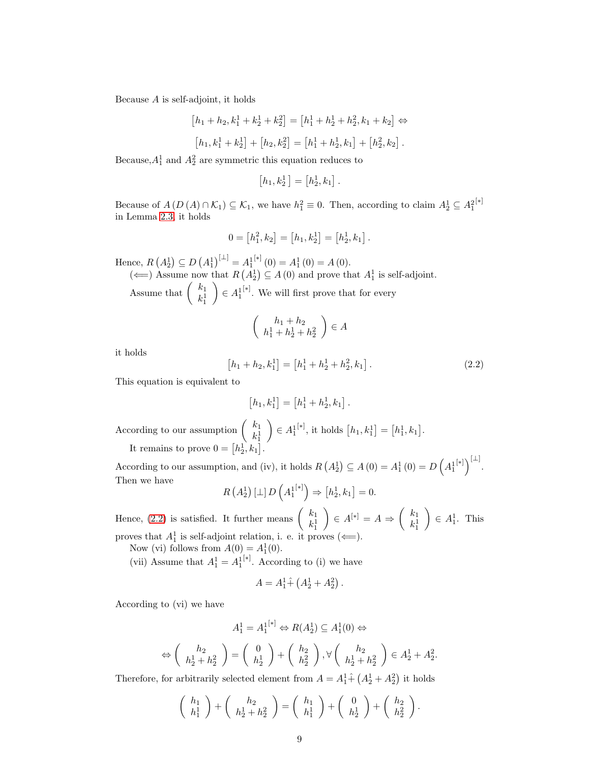Because $A$ is self-adjoint, it holds

$$\left[h_1 + h_2, k_1^1 + k_2^1 + k_2^2\right] = \left[h_1^1 + h_2^1 + h_2^2, k_1 + k_2\right] \Leftrightarrow$$

$$\left[h_1, k_1^1 + k_2^1\right] + \left[h_2, k_2^2\right] = \left[h_1^1 + h_2^1, k_1\right] + \left[h_2^2, k_2\right].$$

Because,$A_1^1$ and $A_2^2$ are symmetric this equation reduces to

$$\left[h_1, k_2^1\right] = \left[h_2^1, k_1\right].$$

Because of $A\left(D\left(A\right) \cap \mathcal{K}_1\right) \subseteq \mathcal{K}_1$, we have $h_1^2 \equiv 0$. Then, according to claim $A_2^1 \subseteq A_1^{2[*]}$ in Lemma 2.3, it holds

$$0 = \left[h_1^2, k_2\right] = \left[h_1, k_2^1\right] = \left[h_2^1, k_1\right].$$

Hence, $R\left(A_2^1\right) \subseteq D\left(A_1^1\right)^{[\perp]} = A_1^{1[*]}\left(0\right) = A_1^1\left(0\right) = A\left(0\right)$.

($\Longleftarrow$) Assume now that $R\left(A_2^1\right) \subseteq A\left(0\right)$ and prove that $A_1^1$ is self-adjoint.

Assume that $\begin{pmatrix} k_1 \\ k_1^1 \end{pmatrix} \in A_1^{1[*]}$. We will first prove that for every

$$\begin{pmatrix} h_1 + h_2 \\ h_1^1 + h_2^1 + h_2^2 \end{pmatrix} \in A$$

it holds

$$\left[h_1 + h_2, k_1^1\right] = \left[h_1^1 + h_2^1 + h_2^2, k_1\right]. \tag{2.2}$$

This equation is equivalent to

$$\left[h_1, k_1^1\right] = \left[h_1^1 + h_2^1, k_1\right].$$

According to our assumption $\begin{pmatrix} k_1 \\ k_1^1 \end{pmatrix} \in A_1^{1[*]}$, it holds $\left[h_1, k_1^1\right] = \left[h_1^1, k_1\right]$.

It remains to prove $0 = \left[h_2^1, k_1\right]$.

According to our assumption, and (iv), it holds $R\left(A_2^1\right) \subseteq A\left(0\right) = A_1^1\left(0\right) = D\left(A_1^{1[*]}\right)^{[\perp]}$. Then we have

$$R\left(A_2^1\right)[\perp] D\left(A_1^{1[*]}\right) \Rightarrow \left[h_2^1, k_1\right] = 0.$$

Hence, (2.2) is satisfied. It further means $\begin{pmatrix} k_1 \\ k_1^1 \end{pmatrix} \in A^{[*]} = A \Rightarrow \begin{pmatrix} k_1 \\ k_1^1 \end{pmatrix} \in A_1^1$. This proves that $A_1^1$ is self-adjoint relation, i. e. it proves ($\Longleftarrow$).

Now (vi) follows from $A(0) = A_1^1(0)$.

(vii) Assume that $A_1^1 = A_1^{1[*]}$. According to (i) we have

$$A = A_1^1 \hat{+} \left(A_2^1 + A_2^2\right).$$

According to (vi) we have

$$A_1^1 = A_1^{1[*]} \Leftrightarrow R(A_2^1) \subseteq A_1^1(0) \Leftrightarrow$$

$$\Leftrightarrow \begin{pmatrix} h_2 \\ h_2^1 + h_2^2 \end{pmatrix} = \begin{pmatrix} 0 \\ h_2^1 \end{pmatrix} + \begin{pmatrix} h_2 \\ h_2^2 \end{pmatrix}, \forall \begin{pmatrix} h_2 \\ h_2^1 + h_2^2 \end{pmatrix} \in A_2^1 + A_2^2.$$

Therefore, for arbitrarily selected element from $A = A_1^1 \hat{+} \left(A_2^1 + A_2^2\right)$ it holds

$$\begin{pmatrix} h_1 \\ h_1^1 \end{pmatrix} + \begin{pmatrix} h_2 \\ h_2^1 + h_2^2 \end{pmatrix} = \begin{pmatrix} h_1 \\ h_1^1 \end{pmatrix} + \begin{pmatrix} 0 \\ h_2^1 \end{pmatrix} + \begin{pmatrix} h_2 \\ h_2^2 \end{pmatrix}.$$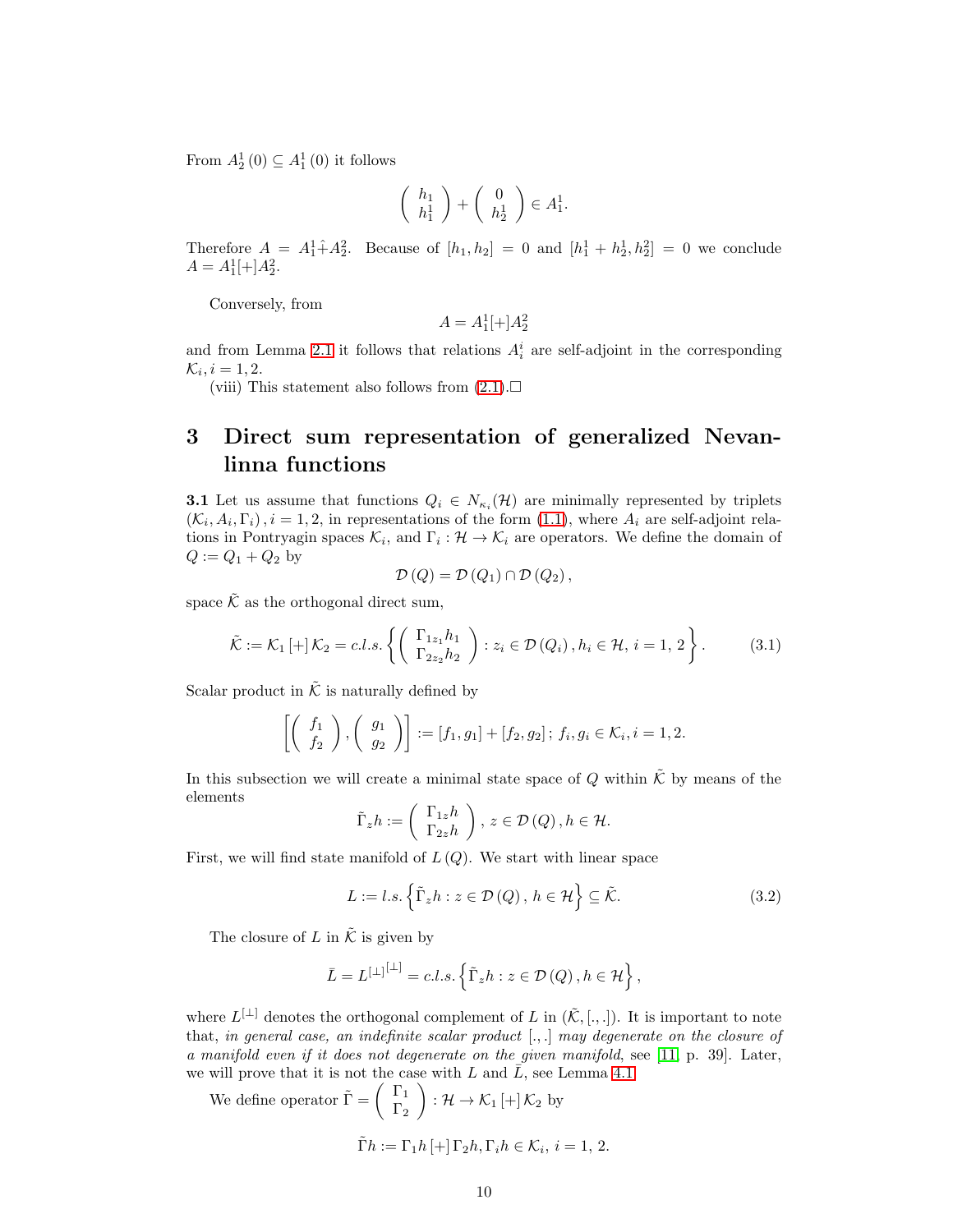From $A_2^1(0) \subseteq A_1^1(0)$ it follows

$$\begin{pmatrix} h_1 \\ h_1^1 \end{pmatrix} + \begin{pmatrix} 0 \\ h_2^1 \end{pmatrix} \in A_1^1.$$

Therefore $A = A_1^1 \hat{+} A_2^2$. Because of $[h_1, h_2] = 0$ and $[h_1^1 + h_2^1, h_2^2] = 0$ we conclude $A = A_1^1 [+] A_2^2$.

Conversely, from

$$A = A_1^1 [+] A_2^2$$

and from Lemma 2.1 it follows that relations $A_i^i$ are self-adjoint in the corresponding $\mathcal{K}_i, i = 1, 2$.

(viii) This statement also follows from (2.1).□

# 3 Direct sum representation of generalized Nevanlinna functions

**3.1** Let us assume that functions $Q_i \in N_{\kappa_i}(\mathcal{H})$ are minimally represented by triplets $(\mathcal{K}_i, A_i, \Gamma_i), i = 1, 2$, in representations of the form (1.1), where $A_i$ are self-adjoint relations in Pontryagin spaces $\mathcal{K}_i$, and $\Gamma_i : \mathcal{H} \to \mathcal{K}_i$ are operators. We define the domain of $Q := Q_1 + Q_2$ by

$$\mathcal{D}(Q) = \mathcal{D}(Q_1) \cap \mathcal{D}(Q_2),$$

space $\tilde{\mathcal{K}}$ as the orthogonal direct sum,

$$\tilde{\mathcal{K}} := \mathcal{K}_1 [+] \mathcal{K}_2 = c.l.s. \left\{ \begin{pmatrix} \Gamma_{1z_1} h_1 \\ \Gamma_{2z_2} h_2 \end{pmatrix} : z_i \in \mathcal{D}(Q_i), h_i \in \mathcal{H}, \, i = 1, \, 2 \right\}. \tag{3.1}$$

Scalar product in $\tilde{\mathcal{K}}$ is naturally defined by

$$\left[ \begin{pmatrix} f_1 \\ f_2 \end{pmatrix}, \begin{pmatrix} g_1 \\ g_2 \end{pmatrix} \right] := [f_1, g_1] + [f_2, g_2]; \, f_i, g_i \in \mathcal{K}_i, i = 1, 2.$$

In this subsection we will create a minimal state space of $Q$ within $\tilde{\mathcal{K}}$ by means of the elements

$$\tilde{\Gamma}_z h := \begin{pmatrix} \Gamma_{1z} h \\ \Gamma_{2z} h \end{pmatrix}, \, z \in \mathcal{D}(Q), h \in \mathcal{H}.$$

First, we will find state manifold of $L(Q)$. We start with linear space

$$L := l.s. \left\{ \tilde{\Gamma}_z h : z \in \mathcal{D}(Q), \, h \in \mathcal{H} \right\} \subseteq \tilde{\mathcal{K}}. \tag{3.2}$$

The closure of $L$ in $\tilde{\mathcal{K}}$ is given by

$$\bar{L} = L^{[\perp][\perp]} = c.l.s. \left\{ \tilde{\Gamma}_z h : z \in \mathcal{D}(Q), h \in \mathcal{H} \right\},$$

where $L^{[\perp]}$ denotes the orthogonal complement of $L$ in $(\tilde{\mathcal{K}}, [.,.])$. It is important to note that, *in general case, an indefinite scalar product* $[.,.]$ *may degenerate on the closure of a manifold even if it does not degenerate on the given manifold*, see [11, p. 39]. Later, we will prove that it is not the case with $L$ and $\bar{L}$, see Lemma 4.1.

We define operator $\tilde{\Gamma} = \begin{pmatrix} \Gamma_1 \\ \Gamma_2 \end{pmatrix} : \mathcal{H} \to \mathcal{K}_1 [+] \mathcal{K}_2$ by

$$\tilde{\Gamma} h := \Gamma_1 h \, [+] \, \Gamma_2 h, \Gamma_i h \in \mathcal{K}_i, \, i = 1, 2.$$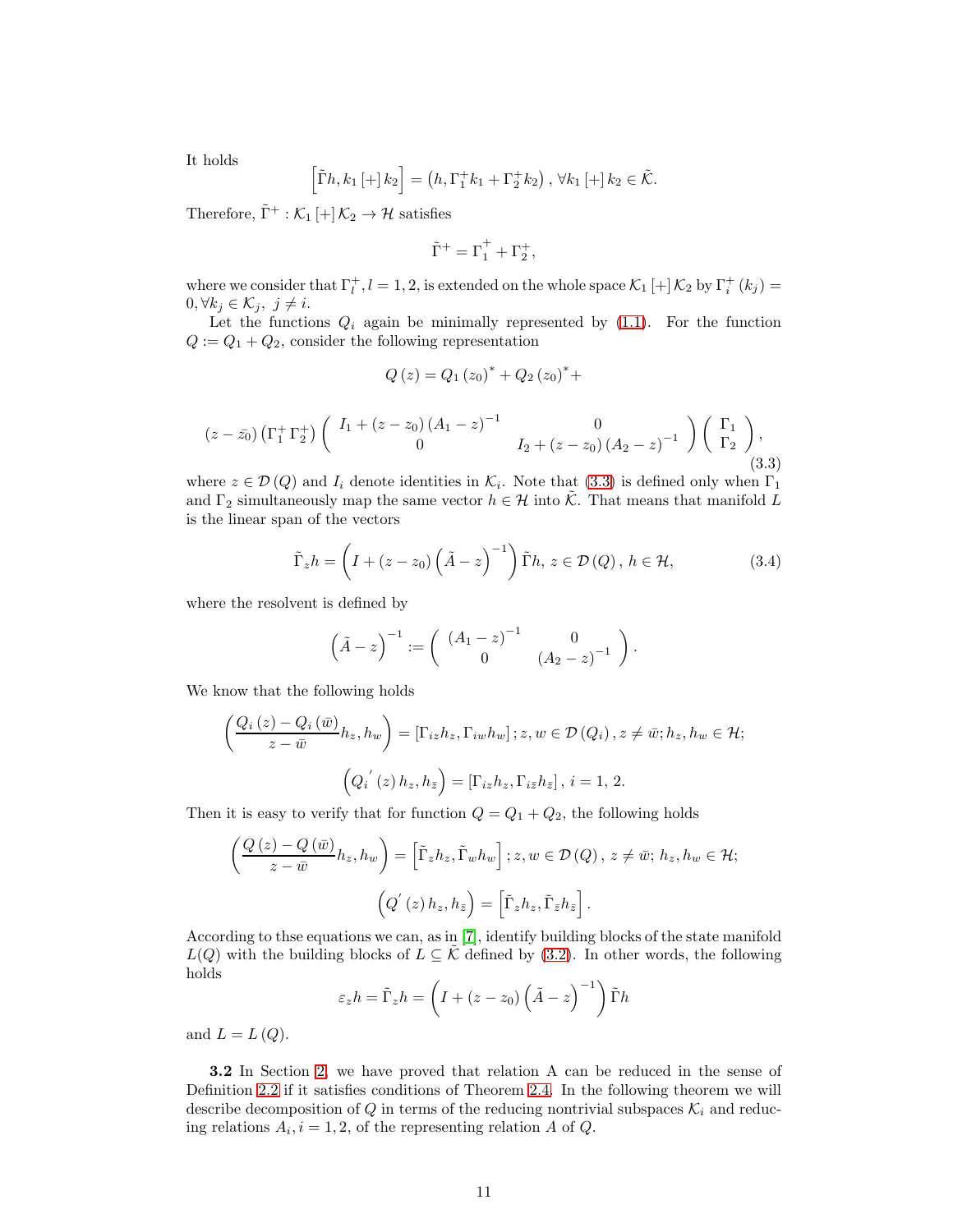It holds

$$\left[\tilde{\Gamma}h, k_1 [+] k_2\right] = \left(h, \Gamma_1^+ k_1 + \Gamma_2^+ k_2\right), \forall k_1 [+] k_2 \in \tilde{\mathcal{K}}.$$

Therefore, $\tilde{\Gamma}^+ : \mathcal{K}_1 [+] \mathcal{K}_2 \to \mathcal{H}$ satisfies

$$\tilde{\Gamma}^+ = \Gamma_1^+ + \Gamma_2^+,$$

where we consider that $\Gamma_l^+, l = 1, 2$, is extended on the whole space $\mathcal{K}_1 [+] \mathcal{K}_2$ by $\Gamma_i^+ (k_j) = 0, \forall k_j \in \mathcal{K}_j,\ j \neq i$.

Let the functions $Q_i$ again be minimally represented by (1.1). For the function $Q := Q_1 + Q_2$, consider the following representation

$$Q(z) = Q_1 (z_0)^* + Q_2 (z_0)^* +$$

$$(z - \bar{z_0}) \left(\Gamma_1^+ \, \Gamma_2^+\right) \begin{pmatrix} I_1 + (z - z_0)(A_1 - z)^{-1} & 0 \\ 0 & I_2 + (z - z_0)(A_2 - z)^{-1} \end{pmatrix} \begin{pmatrix} \Gamma_1 \\ \Gamma_2 \end{pmatrix}, \tag{3.3}$$

where $z \in \mathcal{D}(Q)$ and $I_i$ denote identities in $\mathcal{K}_i$. Note that (3.3) is defined only when $\Gamma_1$ and $\Gamma_2$ simultaneously map the same vector $h \in \mathcal{H}$ into $\tilde{\mathcal{K}}$. That means that manifold $L$ is the linear span of the vectors

$$\tilde{\Gamma}_z h = \left(I + (z - z_0)\left(\tilde{A} - z\right)^{-1}\right) \tilde{\Gamma} h,\ z \in \mathcal{D}(Q),\ h \in \mathcal{H}, \tag{3.4}$$

where the resolvent is defined by

$$\left(\tilde{A} - z\right)^{-1} := \begin{pmatrix} (A_1 - z)^{-1} & 0 \\ 0 & (A_2 - z)^{-1} \end{pmatrix}.$$

We know that the following holds

$$\left(\frac{Q_i(z) - Q_i(\bar{w})}{z - \bar{w}} h_z, h_w\right) = \left[\Gamma_{iz} h_z, \Gamma_{iw} h_w\right]; z, w \in \mathcal{D}(Q_i), z \neq \bar{w}; h_z, h_w \in \mathcal{H};$$

$$\left(Q_i{}'(z) h_z, h_{\bar{z}}\right) = \left[\Gamma_{iz} h_z, \Gamma_{i\bar{z}} h_{\bar{z}}\right],\ i = 1,\ 2.$$

Then it is easy to verify that for function $Q = Q_1 + Q_2$, the following holds

$$\left(\frac{Q(z) - Q(\bar{w})}{z - \bar{w}} h_z, h_w\right) = \left[\tilde{\Gamma}_z h_z, \tilde{\Gamma}_w h_w\right]; z, w \in \mathcal{D}(Q),\ z \neq \bar{w};\ h_z, h_w \in \mathcal{H};$$

$$\left(Q'(z) h_z, h_{\bar{z}}\right) = \left[\tilde{\Gamma}_z h_z, \tilde{\Gamma}_{\bar{z}} h_{\bar{z}}\right].$$

According to thse equations we can, as in [7], identify building blocks of the state manifold $L(Q)$ with the building blocks of $L \subseteq \tilde{\mathcal{K}}$ defined by (3.2). In other words, the following holds

$$\varepsilon_z h = \tilde{\Gamma}_z h = \left(I + (z - z_0)\left(\tilde{A} - z\right)^{-1}\right) \tilde{\Gamma} h$$

and $L = L(Q)$.

**3.2** In Section 2, we have proved that relation A can be reduced in the sense of Definition 2.2 if it satisfies conditions of Theorem 2.4. In the following theorem we will describe decomposition of $Q$ in terms of the reducing nontrivial subspaces $\mathcal{K}_i$ and reducing relations $A_i, i = 1, 2$, of the representing relation $A$ of $Q$.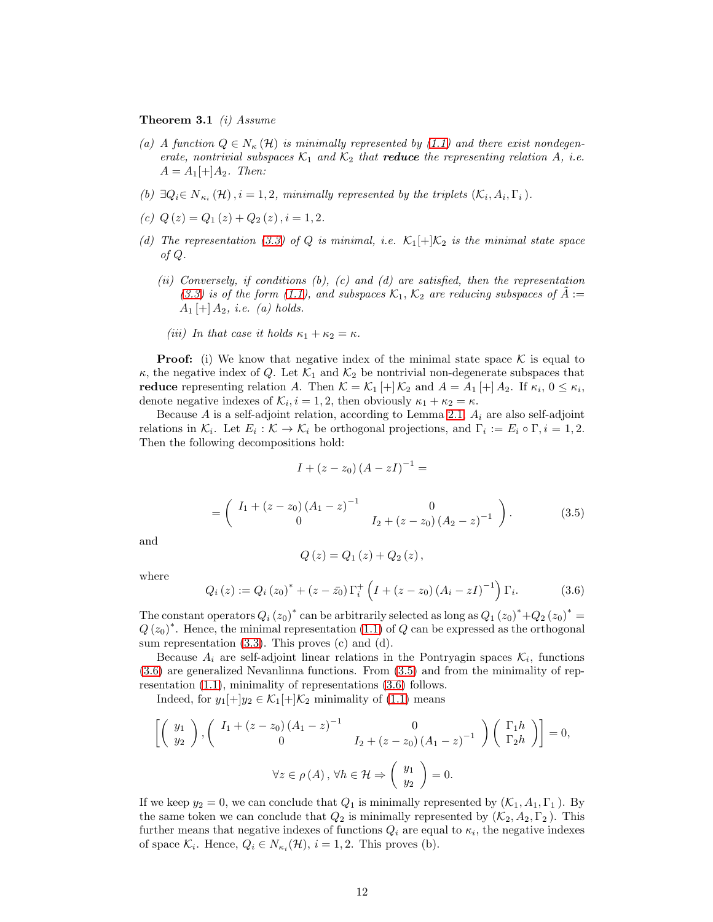**Theorem 3.1** *(i) Assume*

*(a) A function $Q \in N_\kappa(\mathcal{H})$ is minimally represented by (1.1) and there exist nondegenerate, nontrivial subspaces $\mathcal{K}_1$ and $\mathcal{K}_2$ that* **reduce** *the representing relation $A$, i.e. $A = A_1[+]A_2$. Then:*

*(b) $\exists Q_i \in N_{\kappa_i}(\mathcal{H}), i = 1, 2,$ minimally represented by the triplets $(\mathcal{K}_i, A_i, \Gamma_i)$.*

*(c) $Q(z) = Q_1(z) + Q_2(z), i = 1, 2.$*

*(d) The representation (3.3) of $Q$ is minimal, i.e. $\mathcal{K}_1[+]\mathcal{K}_2$ is the minimal state space of $Q$.*

*(ii) Conversely, if conditions (b), (c) and (d) are satisfied, then the representation (3.3) is of the form (1.1), and subspaces $\mathcal{K}_1$, $\mathcal{K}_2$ are reducing subspaces of $\tilde{A} := A_1[+]A_2$, i.e. (a) holds.*

*(iii) In that case it holds $\kappa_1 + \kappa_2 = \kappa$.*

**Proof:** (i) We know that negative index of the minimal state space $\mathcal{K}$ is equal to $\kappa$, the negative index of $Q$. Let $\mathcal{K}_1$ and $\mathcal{K}_2$ be nontrivial non-degenerate subspaces that **reduce** representing relation $A$. Then $\mathcal{K} = \mathcal{K}_1[+]\mathcal{K}_2$ and $A = A_1[+]A_2$. If $\kappa_i$, $0 \leq \kappa_i$, denote negative indexes of $\mathcal{K}_i, i = 1, 2$, then obviously $\kappa_1 + \kappa_2 = \kappa$.

Because $A$ is a self-adjoint relation, according to Lemma 2.1, $A_i$ are also self-adjoint relations in $\mathcal{K}_i$. Let $E_i : \mathcal{K} \to \mathcal{K}_i$ be orthogonal projections, and $\Gamma_i := E_i \circ \Gamma, i = 1, 2.$ Then the following decompositions hold:

$$I + (z - z_0)(A - zI)^{-1} =$$

$$= \begin{pmatrix} I_1 + (z - z_0)(A_1 - z)^{-1} & 0 \\ 0 & I_2 + (z - z_0)(A_2 - z)^{-1} \end{pmatrix}. \tag{3.5}$$

and

$$Q(z) = Q_1(z) + Q_2(z),$$

where

$$Q_i(z) := Q_i(z_0)^* + (z - \bar{z}_0)\Gamma_i^+\left(I + (z - z_0)(A_i - zI)^{-1}\right)\Gamma_i. \tag{3.6}$$

The constant operators $Q_i(z_0)^*$ can be arbitrarily selected as long as $Q_1(z_0)^* + Q_2(z_0)^* = Q(z_0)^*$. Hence, the minimal representation (1.1) of $Q$ can be expressed as the orthogonal sum representation (3.3). This proves (c) and (d).

Because $A_i$ are self-adjoint linear relations in the Pontryagin spaces $\mathcal{K}_i$, functions (3.6) are generalized Nevanlinna functions. From (3.5) and from the minimality of representation (1.1), minimality of representations (3.6) follows.

Indeed, for $y_1[+]y_2 \in \mathcal{K}_1[+]\mathcal{K}_2$ minimality of (1.1) means

$$\left[\begin{pmatrix} y_1 \\ y_2 \end{pmatrix}, \begin{pmatrix} I_1 + (z - z_0)(A_1 - z)^{-1} & 0 \\ 0 & I_2 + (z - z_0)(A_1 - z)^{-1} \end{pmatrix}\begin{pmatrix} \Gamma_1 h \\ \Gamma_2 h \end{pmatrix}\right] = 0,$$

$$\forall z \in \rho(A), \forall h \in \mathcal{H} \Rightarrow \begin{pmatrix} y_1 \\ y_2 \end{pmatrix} = 0.$$

If we keep $y_2 = 0$, we can conclude that $Q_1$ is minimally represented by $(\mathcal{K}_1, A_1, \Gamma_1)$. By the same token we can conclude that $Q_2$ is minimally represented by $(\mathcal{K}_2, A_2, \Gamma_2)$. This further means that negative indexes of functions $Q_i$ are equal to $\kappa_i$, the negative indexes of space $\mathcal{K}_i$. Hence, $Q_i \in N_{\kappa_i}(\mathcal{H}), i = 1, 2$. This proves (b).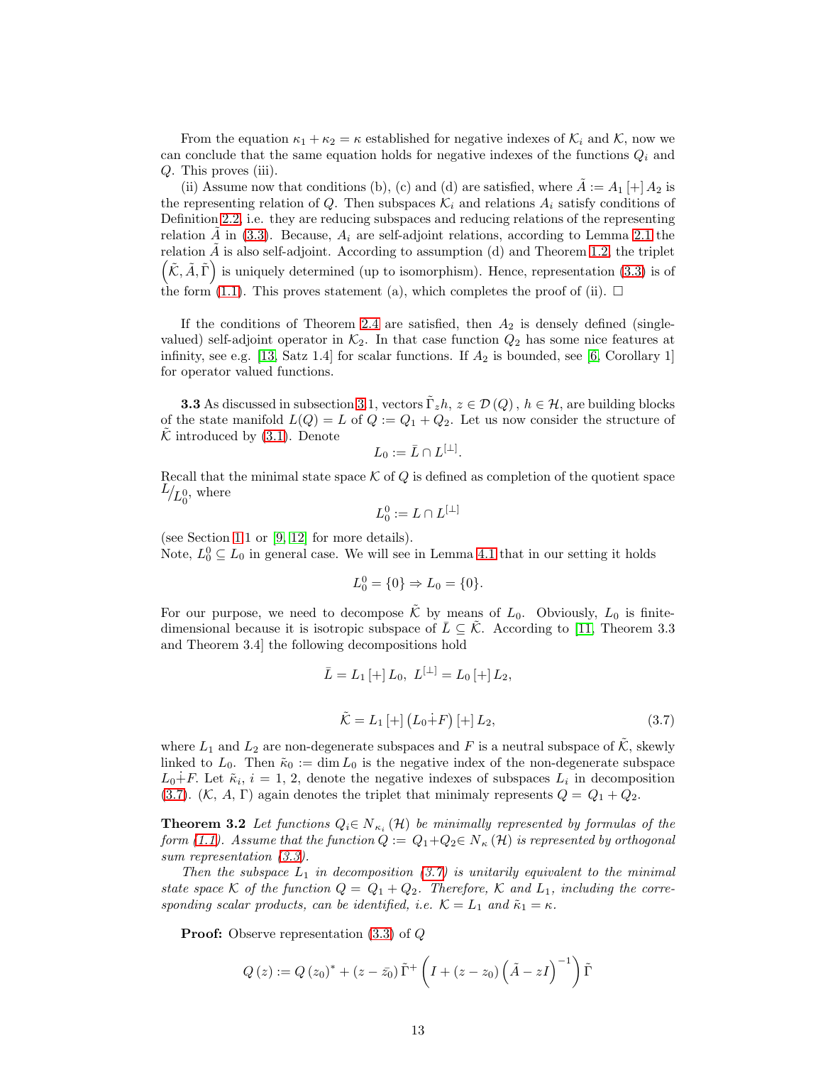From the equation $\kappa_1 + \kappa_2 = \kappa$ established for negative indexes of $\mathcal{K}_i$ and $\mathcal{K}$, now we can conclude that the same equation holds for negative indexes of the functions $Q_i$ and $Q$. This proves (iii).

(ii) Assume now that conditions (b), (c) and (d) are satisfied, where $\tilde{A} := A_1 [+] A_2$ is the representing relation of $Q$. Then subspaces $\mathcal{K}_i$ and relations $A_i$ satisfy conditions of Definition 2.2, i.e. they are reducing subspaces and reducing relations of the representing relation $\tilde{A}$ in (3.3). Because, $A_i$ are self-adjoint relations, according to Lemma 2.1 the relation $\tilde{A}$ is also self-adjoint. According to assumption (d) and Theorem 1.2, the triplet $\left(\tilde{\mathcal{K}}, \tilde{A}, \tilde{\Gamma}\right)$ is uniquely determined (up to isomorphism). Hence, representation (3.3) is of the form (1.1). This proves statement (a), which completes the proof of (ii). □

If the conditions of Theorem 2.4 are satisfied, then $A_2$ is densely defined (single-valued) self-adjoint operator in $\mathcal{K}_2$. In that case function $Q_2$ has some nice features at infinity, see e.g. [13, Satz 1.4] for scalar functions. If $A_2$ is bounded, see [6, Corollary 1] for operator valued functions.

**3.3** As discussed in subsection 3.1, vectors $\tilde{\Gamma}_z h$, $z \in \mathcal{D}(Q)$, $h \in \mathcal{H}$, are building blocks of the state manifold $L(Q) = L$ of $Q := Q_1 + Q_2$. Let us now consider the structure of $\tilde{\mathcal{K}}$ introduced by (3.1). Denote

$$L_0 := \bar{L} \cap L^{[\perp]}.$$

Recall that the minimal state space $\mathcal{K}$ of $Q$ is defined as completion of the quotient space $L/L_0^0$, where

$$L_0^0 := L \cap L^{[\perp]}$$

(see Section 1.1 or [9, 12] for more details).
Note, $L_0^0 \subseteq L_0$ in general case. We will see in Lemma 4.1 that in our setting it holds

$$L_0^0 = \{0\} \Rightarrow L_0 = \{0\}.$$

For our purpose, we need to decompose $\tilde{\mathcal{K}}$ by means of $L_0$. Obviously, $L_0$ is finite-dimensional because it is isotropic subspace of $\bar{L} \subseteq \tilde{\mathcal{K}}$. According to [11, Theorem 3.3 and Theorem 3.4] the following decompositions hold

$$\bar{L} = L_1 [+] L_0, \; L^{[\perp]} = L_0 [+] L_2,$$

$$\tilde{\mathcal{K}} = L_1 [+] \left(L_0 \dot{+} F\right) [+] L_2, \tag{3.7}$$

where $L_1$ and $L_2$ are non-degenerate subspaces and $F$ is a neutral subspace of $\tilde{\mathcal{K}}$, skewly linked to $L_0$. Then $\tilde{\kappa}_0 := \dim L_0$ is the negative index of the non-degenerate subspace $L_0 \dot{+} F$. Let $\tilde{\kappa}_i$, $i = 1, 2$, denote the negative indexes of subspaces $L_i$ in decomposition (3.7). $(\mathcal{K}, A, \Gamma)$ again denotes the triplet that minimaly represents $Q = Q_1 + Q_2$.

**Theorem 3.2** *Let functions $Q_i \in N_{\kappa_i}(\mathcal{H})$ be minimally represented by formulas of the form (1.1). Assume that the function $Q := Q_1 + Q_2 \in N_\kappa(\mathcal{H})$ is represented by orthogonal sum representation (3.3).*

*Then the subspace $L_1$ in decomposition (3.7) is unitarily equivalent to the minimal state space $\mathcal{K}$ of the function $Q = Q_1 + Q_2$. Therefore, $\mathcal{K}$ and $L_1$, including the corresponding scalar products, can be identified, i.e. $\mathcal{K} = L_1$ and $\tilde{\kappa}_1 = \kappa$.*

**Proof:** Observe representation (3.3) of $Q$

$$Q(z) := Q(z_0)^* + (z - \bar{z}_0)\tilde{\Gamma}^+ \left(I + (z - z_0)\left(\tilde{A} - zI\right)^{-1}\right)\tilde{\Gamma}$$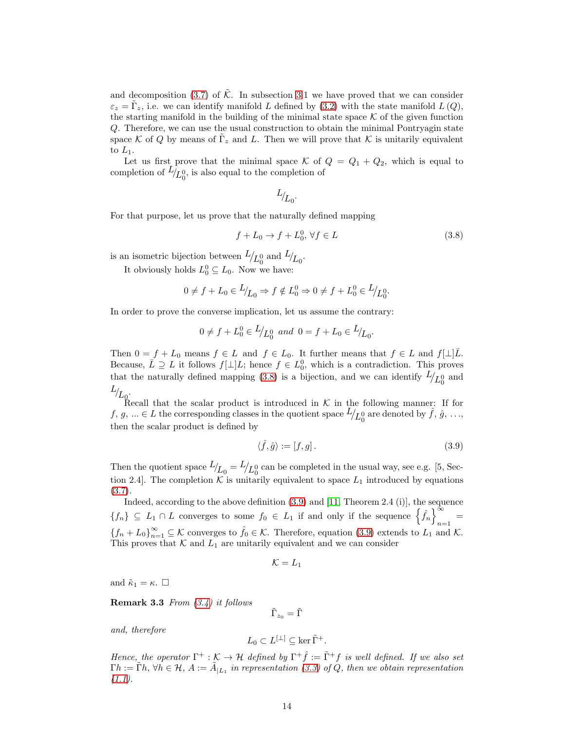and decomposition (3.7) of $\tilde{\mathcal{K}}$. In subsection 3.1 we have proved that we can consider $\varepsilon_z = \tilde{\Gamma}_z$, i.e. we can identify manifold $L$ defined by (3.2) with the state manifold $L(Q)$, the starting manifold in the building of the minimal state space $\mathcal{K}$ of the given function $Q$. Therefore, we can use the usual construction to obtain the minimal Pontryagin state space $\mathcal{K}$ of $Q$ by means of $\tilde{\Gamma}_z$ and $L$. Then we will prove that $\mathcal{K}$ is unitarily equivalent to $L_1$.

Let us first prove that the minimal space $\mathcal{K}$ of $Q = Q_1 + Q_2$, which is equal to completion of $L/_{L_0^0}$, is also equal to the completion of

$$L/_{L_0}.$$

For that purpose, let us prove that the naturally defined mapping

$$f + L_0 \to f + L_0^0,\ \forall f \in L \tag{3.8}$$

is an isometric bijection between $L/_{L_0^0}$ and $L/_{L_0}$.

It obviously holds $L_0^0 \subseteq L_0$. Now we have:

$$0 \neq f + L_0 \in L/_{L_0} \Rightarrow f \notin L_0^0 \Rightarrow 0 \neq f + L_0^0 \in L/_{L_0^0}.$$

In order to prove the converse implication, let us assume the contrary:

$$0 \neq f + L_0^0 \in L/_{L_0^0} \ \textit{and}\ \ 0 = f + L_0 \in L/_{L_0}.$$

Then $0 = f + L_0$ means $f \in L$ and $f \in L_0$. It further means that $f \in L$ and $f[\perp]\bar{L}$. Because, $\bar{L} \supseteq L$ it follows $f[\perp]L$; hence $f \in L_0^0$, which is a contradiction. This proves that the naturally defined mapping (3.8) is a bijection, and we can identify $L/_{L_0^0}$ and $L/_{L_0}$.

Recall that the scalar product is introduced in $\mathcal{K}$ in the following manner: If for $f, g, \ldots \in L$ the corresponding classes in the quotient space $L/_{L_0^0}$ are denoted by $\hat{f}, \hat{g}, \ldots$, then the scalar product is defined by

$$\langle \hat{f}, \hat{g} \rangle := [f, g]. \tag{3.9}$$

Then the quotient space $L/_{L_0} = L/_{L_0^0}$ can be completed in the usual way, see e.g. [5, Section 2.4]. The completion $\mathcal{K}$ is unitarily equivalent to space $L_1$ introduced by equations (3.7).

Indeed, according to the above definition (3.9) and [11, Theorem 2.4 (i)], the sequence $\{f_n\} \subseteq L_1 \cap L$ converges to some $f_0 \in L_1$ if and only if the sequence $\left\{\hat{f}_n\right\}_{n=1}^{\infty} = \{f_n + L_0\}_{n=1}^{\infty} \subseteq \mathcal{K}$ converges to $\hat{f}_0 \in \mathcal{K}$. Therefore, equation (3.9) extends to $L_1$ and $\mathcal{K}$. This proves that $\mathcal{K}$ and $L_1$ are unitarily equivalent and we can consider

$$\mathcal{K} = L_1$$

and $\tilde{\kappa}_1 = \kappa$. $\square$

**Remark 3.3** *From (3.4) it follows*

$$\tilde{\Gamma}_{z_0} = \tilde{\Gamma}$$

*and, therefore*

$$L_0 \subset L^{[\perp]} \subseteq \ker \tilde{\Gamma}^{+}.$$

*Hence, the operator $\Gamma^{+} : \mathcal{K} \to \mathcal{H}$ defined by $\Gamma^{+}\hat{f} := \tilde{\Gamma}^{+} f$ is well defined. If we also set $\Gamma h := \tilde{\Gamma} h$, $\forall h \in \mathcal{H}$, $A := \tilde{A}_{|L_1}$ in representation (3.3) of $Q$, then we obtain representation (1.1).*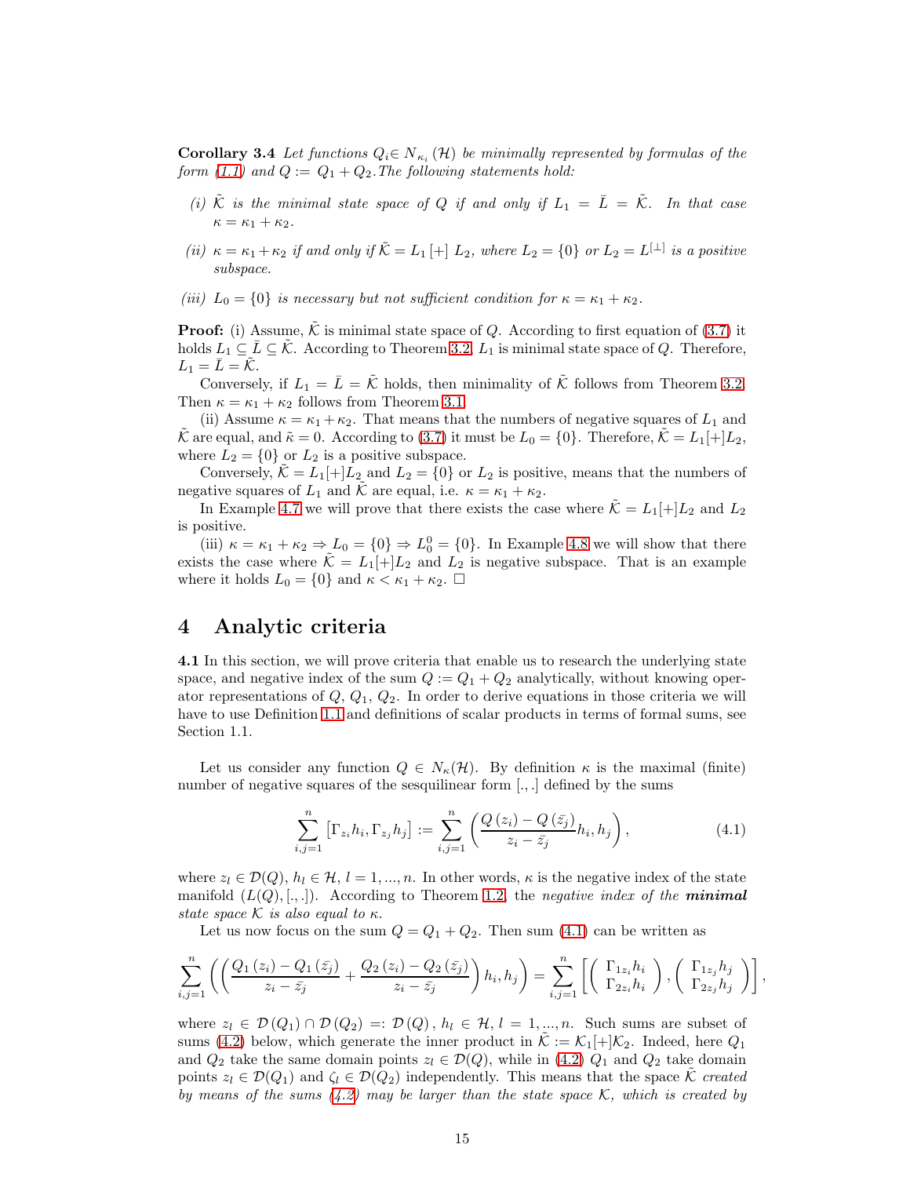**Corollary 3.4** *Let functions $Q_i \in N_{\kappa_i}(\mathcal{H})$ be minimally represented by formulas of the form (1.1) and $Q := Q_1 + Q_2$. The following statements hold:*

*(i) $\tilde{\mathcal{K}}$ is the minimal state space of $Q$ if and only if $L_1 = \bar{L} = \tilde{\mathcal{K}}$. In that case $\kappa = \kappa_1 + \kappa_2$.*

*(ii) $\kappa = \kappa_1 + \kappa_2$ if and only if $\tilde{\mathcal{K}} = L_1 [+] L_2$, where $L_2 = \{0\}$ or $L_2 = L^{[\perp]}$ is a positive subspace.*

*(iii) $L_0 = \{0\}$ is necessary but not sufficient condition for $\kappa = \kappa_1 + \kappa_2$.*

**Proof:** (i) Assume, $\tilde{\mathcal{K}}$ is minimal state space of $Q$. According to first equation of (3.7) it holds $L_1 \subseteq \bar{L} \subseteq \tilde{\mathcal{K}}$. According to Theorem 3.2, $L_1$ is minimal state space of $Q$. Therefore, $L_1 = \bar{L} = \tilde{\mathcal{K}}$.

Conversely, if $L_1 = \bar{L} = \tilde{\mathcal{K}}$ holds, then minimality of $\tilde{\mathcal{K}}$ follows from Theorem 3.2. Then $\kappa = \kappa_1 + \kappa_2$ follows from Theorem 3.1.

(ii) Assume $\kappa = \kappa_1 + \kappa_2$. That means that the numbers of negative squares of $L_1$ and $\tilde{\mathcal{K}}$ are equal, and $\tilde{\kappa} = 0$. According to (3.7) it must be $L_0 = \{0\}$. Therefore, $\tilde{\mathcal{K}} = L_1[+]L_2$, where $L_2 = \{0\}$ or $L_2$ is a positive subspace.

Conversely, $\tilde{\mathcal{K}} = L_1[+]L_2$ and $L_2 = \{0\}$ or $L_2$ is positive, means that the numbers of negative squares of $L_1$ and $\tilde{\mathcal{K}}$ are equal, i.e. $\kappa = \kappa_1 + \kappa_2$.

In Example 4.7 we will prove that there exists the case where $\tilde{\mathcal{K}} = L_1[+]L_2$ and $L_2$ is positive.

(iii) $\kappa = \kappa_1 + \kappa_2 \Rightarrow L_0 = \{0\} \Rightarrow L_0^0 = \{0\}$. In Example 4.8 we will show that there exists the case where $\tilde{\mathcal{K}} = L_1[+]L_2$ and $L_2$ is negative subspace. That is an example where it holds $L_0 = \{0\}$ and $\kappa < \kappa_1 + \kappa_2$. □

# 4 Analytic criteria

**4.1** In this section, we will prove criteria that enable us to research the underlying state space, and negative index of the sum $Q := Q_1 + Q_2$ analytically, without knowing operator representations of $Q$, $Q_1$, $Q_2$. In order to derive equations in those criteria we will have to use Definition 1.1 and definitions of scalar products in terms of formal sums, see Section 1.1.

Let us consider any function $Q \in N_\kappa(\mathcal{H})$. By definition $\kappa$ is the maximal (finite) number of negative squares of the sesquilinear form $[.,.]$ defined by the sums

$$\sum_{i,j=1}^{n} \left[\Gamma_{z_i} h_i, \Gamma_{z_j} h_j\right] := \sum_{i,j=1}^{n} \left( \frac{Q(z_i) - Q(\bar{z}_j)}{z_i - \bar{z}_j} h_i, h_j \right), \tag{4.1}$$

where $z_l \in \mathcal{D}(Q)$, $h_l \in \mathcal{H}$, $l = 1, ..., n$. In other words, $\kappa$ is the negative index of the state manifold $(L(Q), [.,.])$. According to Theorem 1.2, the *negative index of the* ***minimal*** *state space $\mathcal{K}$ is also equal to $\kappa$.*

Let us now focus on the sum $Q = Q_1 + Q_2$. Then sum (4.1) can be written as

$$\sum_{i,j=1}^{n} \left( \left( \frac{Q_1(z_i) - Q_1(\bar{z}_j)}{z_i - \bar{z}_j} + \frac{Q_2(z_i) - Q_2(\bar{z}_j)}{z_i - \bar{z}_j} \right) h_i, h_j \right) = \sum_{i,j=1}^{n} \left[ \begin{pmatrix} \Gamma_{1z_i} h_i \\ \Gamma_{2z_i} h_i \end{pmatrix}, \begin{pmatrix} \Gamma_{1z_j} h_j \\ \Gamma_{2z_j} h_j \end{pmatrix} \right],$$

where $z_l \in \mathcal{D}(Q_1) \cap \mathcal{D}(Q_2) =: \mathcal{D}(Q)$, $h_l \in \mathcal{H}$, $l = 1, ..., n$. Such sums are subset of sums (4.2) below, which generate the inner product in $\tilde{\mathcal{K}} := \mathcal{K}_1[+]\mathcal{K}_2$. Indeed, here $Q_1$ and $Q_2$ take the same domain points $z_l \in \mathcal{D}(Q)$, while in (4.2) $Q_1$ and $Q_2$ take domain points $z_l \in \mathcal{D}(Q_1)$ and $\zeta_l \in \mathcal{D}(Q_2)$ independently. This means that the space $\tilde{\mathcal{K}}$ *created by means of the sums (4.2) may be larger than the state space $\mathcal{K}$, which is created by*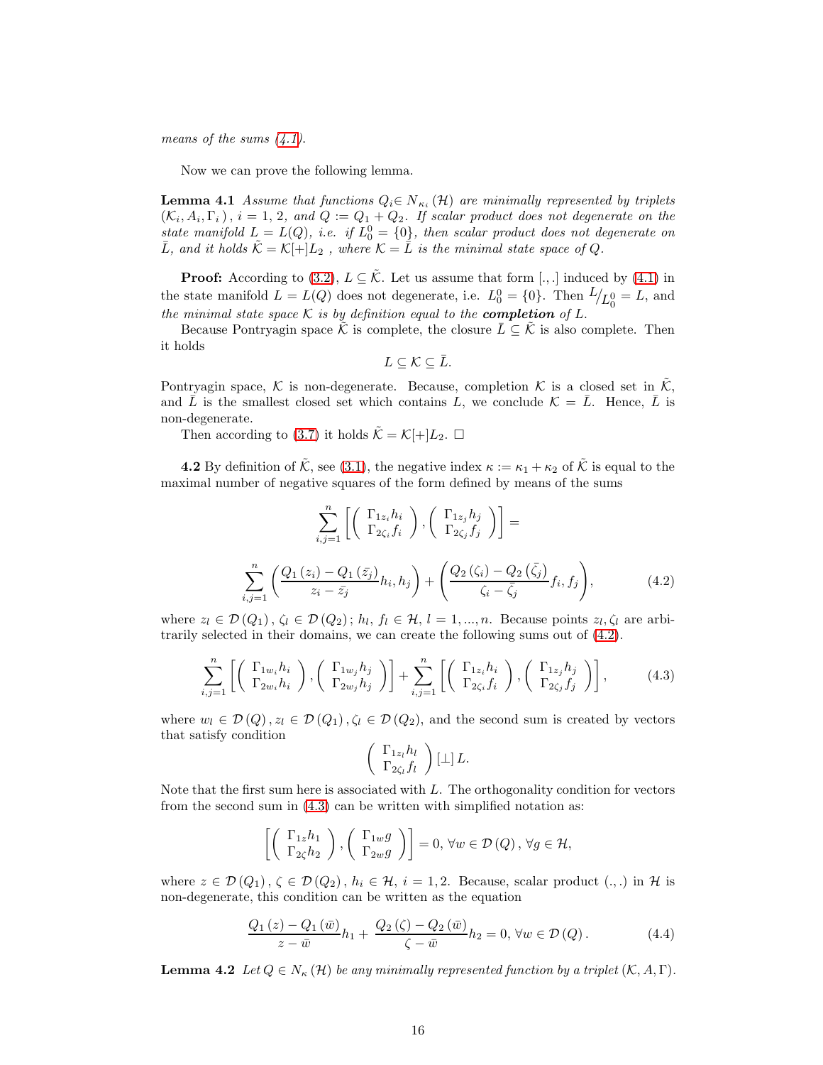*means of the sums (4.1).*

Now we can prove the following lemma.

**Lemma 4.1** *Assume that functions $Q_i \in N_{\kappa_i}(\mathcal{H})$ are minimally represented by triplets $(\mathcal{K}_i, A_i, \Gamma_i)$, $i = 1, 2$, and $Q := Q_1 + Q_2$. If scalar product does not degenerate on the state manifold $L = L(Q)$, i.e. if $L_0^0 = \{0\}$, then scalar product does not degenerate on $\bar{L}$, and it holds $\tilde{\mathcal{K}} = \mathcal{K}[+]L_2$ , where $\mathcal{K} = \bar{L}$ is the minimal state space of $Q$.*

**Proof:** According to (3.2), $L \subseteq \tilde{\mathcal{K}}$. Let us assume that form $[.,.]$ induced by (4.1) in the state manifold $L = L(Q)$ does not degenerate, i.e. $L_0^0 = \{0\}$. Then $L/_{L_0^0} = L$, and *the minimal state space $\mathcal{K}$ is by definition equal to the **completion** of $L$.*

Because Pontryagin space $\tilde{\mathcal{K}}$ is complete, the closure $\bar{L} \subseteq \tilde{\mathcal{K}}$ is also complete. Then it holds

$$L \subseteq \mathcal{K} \subseteq \bar{L}.$$

Pontryagin space, $\mathcal{K}$ is non-degenerate. Because, completion $\mathcal{K}$ is a closed set in $\tilde{\mathcal{K}}$, and $\bar{L}$ is the smallest closed set which contains $L$, we conclude $\mathcal{K} = \bar{L}$. Hence, $\bar{L}$ is non-degenerate.

Then according to (3.7) it holds $\tilde{\mathcal{K}} = \mathcal{K}[+]L_2$. $\square$

**4.2** By definition of $\tilde{\mathcal{K}}$, see (3.1), the negative index $\kappa := \kappa_1 + \kappa_2$ of $\tilde{\mathcal{K}}$ is equal to the maximal number of negative squares of the form defined by means of the sums

$$\sum_{i,j=1}^{n} \left[ \left( \begin{array}{c} \Gamma_{1z_i} h_i \\ \Gamma_{2\zeta_i} f_i \end{array} \right), \left( \begin{array}{c} \Gamma_{1z_j} h_j \\ \Gamma_{2\zeta_j} f_j \end{array} \right) \right] =$$

$$\sum_{i,j=1}^{n} \left( \frac{Q_1(z_i) - Q_1(\bar{z}_j)}{z_i - \bar{z}_j} h_i, h_j \right) + \left( \frac{Q_2(\zeta_i) - Q_2(\bar{\zeta}_j)}{\zeta_i - \bar{\zeta}_j} f_i, f_j \right), \tag{4.2}$$

where $z_l \in \mathcal{D}(Q_1)$, $\zeta_l \in \mathcal{D}(Q_2)$; $h_l$, $f_l \in \mathcal{H}$, $l = 1, ..., n$. Because points $z_l, \zeta_l$ are arbitrarily selected in their domains, we can create the following sums out of (4.2).

$$\sum_{i,j=1}^{n} \left[ \left( \begin{array}{c} \Gamma_{1w_i} h_i \\ \Gamma_{2w_i} h_i \end{array} \right), \left( \begin{array}{c} \Gamma_{1w_j} h_j \\ \Gamma_{2w_j} h_j \end{array} \right) \right] + \sum_{i,j=1}^{n} \left[ \left( \begin{array}{c} \Gamma_{1z_i} h_i \\ \Gamma_{2\zeta_i} f_i \end{array} \right), \left( \begin{array}{c} \Gamma_{1z_j} h_j \\ \Gamma_{2\zeta_j} f_j \end{array} \right) \right], \tag{4.3}$$

where $w_l \in \mathcal{D}(Q)$, $z_l \in \mathcal{D}(Q_1)$, $\zeta_l \in \mathcal{D}(Q_2)$, and the second sum is created by vectors that satisfy condition

$$\left( \begin{array}{c} \Gamma_{1z_l} h_l \\ \Gamma_{2\zeta_l} f_l \end{array} \right) [\perp] L.$$

Note that the first sum here is associated with $L$. The orthogonality condition for vectors from the second sum in (4.3) can be written with simplified notation as:

$$\left[ \left( \begin{array}{c} \Gamma_{1z} h_1 \\ \Gamma_{2\zeta} h_2 \end{array} \right), \left( \begin{array}{c} \Gamma_{1w} g \\ \Gamma_{2w} g \end{array} \right) \right] = 0, \ \forall w \in \mathcal{D}(Q), \forall g \in \mathcal{H},$$

where $z \in \mathcal{D}(Q_1)$, $\zeta \in \mathcal{D}(Q_2)$, $h_i \in \mathcal{H}$, $i = 1, 2$. Because, scalar product $(.,.)$ in $\mathcal{H}$ is non-degenerate, this condition can be written as the equation

$$\frac{Q_1(z) - Q_1(\bar{w})}{z - \bar{w}} h_1 + \frac{Q_2(\zeta) - Q_2(\bar{w})}{\zeta - \bar{w}} h_2 = 0, \forall w \in \mathcal{D}(Q). \tag{4.4}$$

**Lemma 4.2** *Let $Q \in N_\kappa(\mathcal{H})$ be any minimally represented function by a triplet $(\mathcal{K}, A, \Gamma)$.*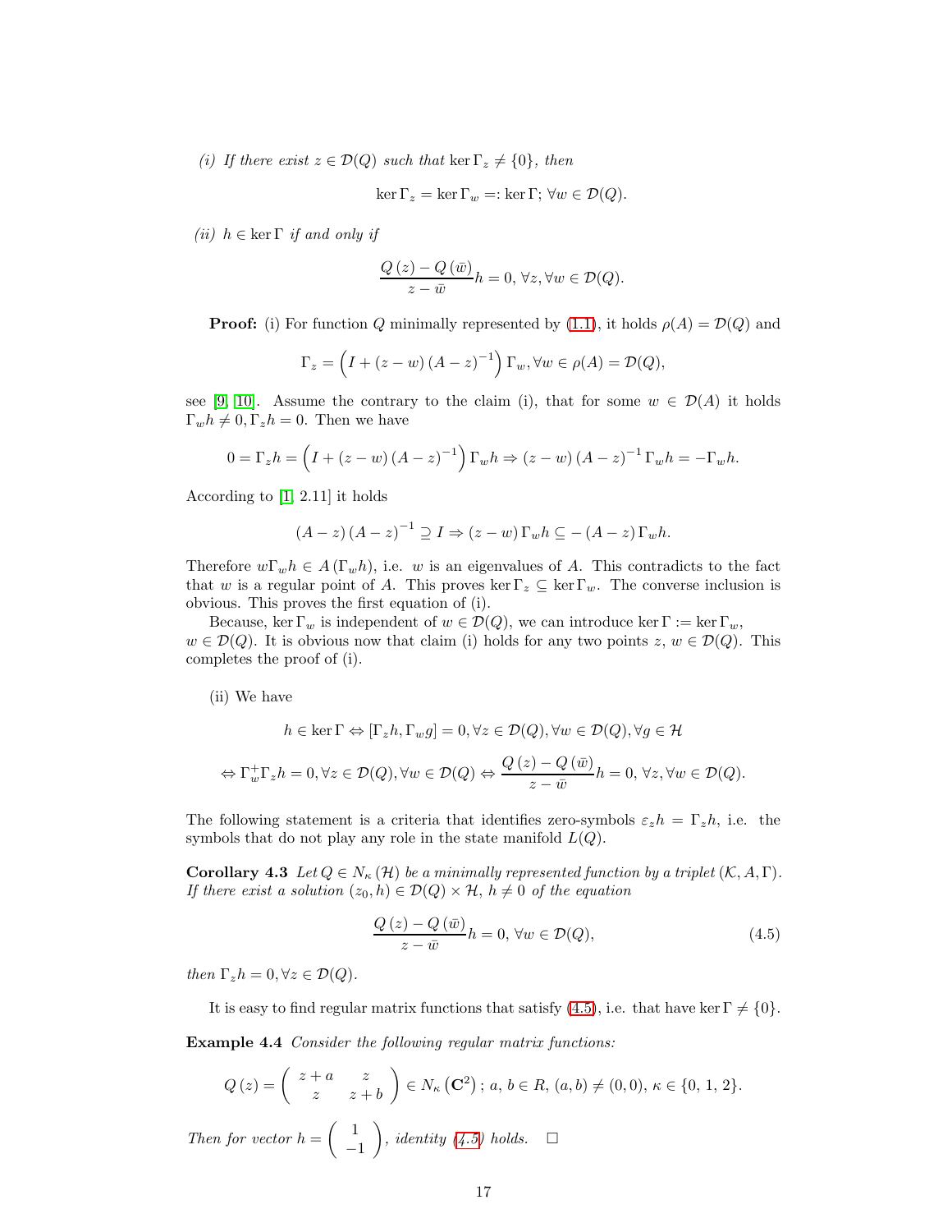*(i) If there exist $z \in \mathcal{D}(Q)$ such that $\ker \Gamma_z \neq \{0\}$, then*

$$\ker \Gamma_z = \ker \Gamma_w =: \ker \Gamma ; \; \forall w \in \mathcal{D}(Q).$$

*(ii) $h \in \ker \Gamma$ if and only if*

$$\frac{Q(z) - Q(\bar{w})}{z - \bar{w}} h = 0, \; \forall z, \forall w \in \mathcal{D}(Q).$$

**Proof:** (i) For function $Q$ minimally represented by (1.1), it holds $\rho(A) = \mathcal{D}(Q)$ and

$$\Gamma_z = \left( I + (z - w)(A - z)^{-1} \right) \Gamma_w, \forall w \in \rho(A) = \mathcal{D}(Q),$$

see [9, 10]. Assume the contrary to the claim (i), that for some $w \in \mathcal{D}(A)$ it holds $\Gamma_w h \neq 0, \Gamma_z h = 0$. Then we have

$$0 = \Gamma_z h = \left( I + (z - w)(A - z)^{-1} \right) \Gamma_w h \Rightarrow (z - w)(A - z)^{-1} \Gamma_w h = -\Gamma_w h.$$

According to [1, 2.11] it holds

$$(A - z)(A - z)^{-1} \supseteq I \Rightarrow (z - w) \Gamma_w h \subseteq -(A - z) \Gamma_w h.$$

Therefore $w \Gamma_w h \in A(\Gamma_w h)$, i.e. $w$ is an eigenvalues of $A$. This contradicts to the fact that $w$ is a regular point of $A$. This proves $\ker \Gamma_z \subseteq \ker \Gamma_w$. The converse inclusion is obvious. This proves the first equation of (i).

Because, $\ker \Gamma_w$ is independent of $w \in \mathcal{D}(Q)$, we can introduce $\ker \Gamma := \ker \Gamma_w$, $w \in \mathcal{D}(Q)$. It is obvious now that claim (i) holds for any two points $z, w \in \mathcal{D}(Q)$. This completes the proof of (i).

(ii) We have

$$h \in \ker \Gamma \Leftrightarrow [\Gamma_z h, \Gamma_w g] = 0, \forall z \in \mathcal{D}(Q), \forall w \in \mathcal{D}(Q), \forall g \in \mathcal{H}$$

$$\Leftrightarrow \Gamma_w^+ \Gamma_z h = 0, \forall z \in \mathcal{D}(Q), \forall w \in \mathcal{D}(Q) \Leftrightarrow \frac{Q(z) - Q(\bar{w})}{z - \bar{w}} h = 0, \; \forall z, \forall w \in \mathcal{D}(Q).$$

The following statement is a criteria that identifies zero-symbols $\varepsilon_z h = \Gamma_z h$, i.e. the symbols that do not play any role in the state manifold $L(Q)$.

**Corollary 4.3** *Let $Q \in N_\kappa(\mathcal{H})$ be a minimally represented function by a triplet $(\mathcal{K}, A, \Gamma)$. If there exist a solution $(z_0, h) \in \mathcal{D}(Q) \times \mathcal{H}$, $h \neq 0$ of the equation*

$$\frac{Q(z) - Q(\bar{w})}{z - \bar{w}} h = 0, \; \forall w \in \mathcal{D}(Q), \tag{4.5}$$

*then $\Gamma_z h = 0, \forall z \in \mathcal{D}(Q)$.*

It is easy to find regular matrix functions that satisfy (4.5), i.e. that have $\ker \Gamma \neq \{0\}$.

**Example 4.4** *Consider the following regular matrix functions:*

$$Q(z) = \begin{pmatrix} z + a & z \\ z & z + b \end{pmatrix} \in N_\kappa\left(\mathbf{C}^2\right); \; a, b \in R, \; (a, b) \neq (0, 0), \; \kappa \in \{0, 1, 2\}.$$

*Then for vector $h = \begin{pmatrix} 1 \\ -1 \end{pmatrix}$, identity (4.5) holds.* $\square$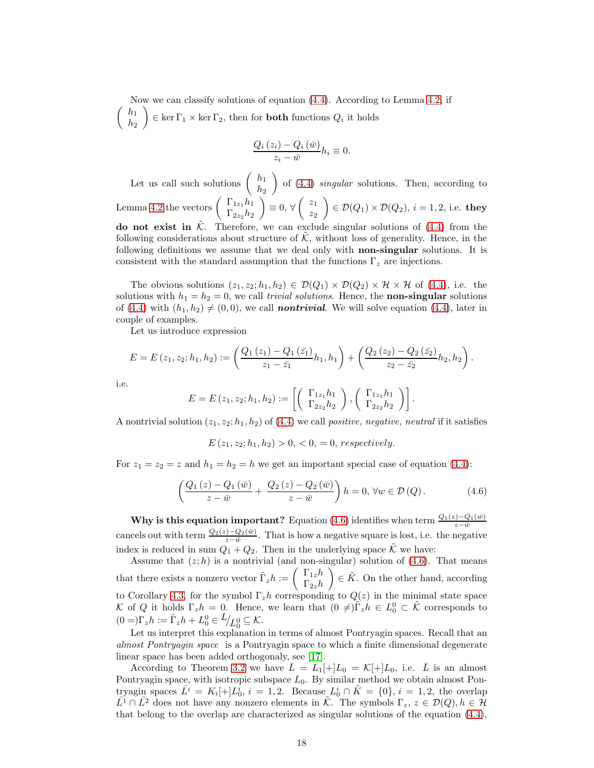Now we can classify solutions of equation (4.4). According to Lemma 4.2, if $\begin{pmatrix} h_1 \\ h_2 \end{pmatrix} \in \ker \Gamma_1 \times \ker \Gamma_2$, then for **both** functions $Q_i$ it holds

$$\frac{Q_i(z_i) - Q_i(\bar{w})}{z_i - \bar{w}} h_i \equiv 0.$$

Let us call such solutions $\begin{pmatrix} h_1 \\ h_2 \end{pmatrix}$ of (4.4) *singular* solutions. Then, according to Lemma 4.2 the vectors $\begin{pmatrix} \Gamma_{1z_1} h_1 \\ \Gamma_{2z_2} h_2 \end{pmatrix} \equiv 0$, $\forall \begin{pmatrix} z_1 \\ z_2 \end{pmatrix} \in \mathcal{D}(Q_1) \times \mathcal{D}(Q_2)$, $i = 1, 2$, i.e. **they do not exist in** $\tilde{\mathcal{K}}$. Therefore, we can exclude singular solutions of (4.4) from the following considerations about structure of $\tilde{\mathcal{K}}$, without loss of generality. Hence, in the following definitions we assume that we deal only with **non-singular** solutions. It is consistent with the standard assumption that the functions $\Gamma_z$ are injections.

The obvious solutions $(z_1, z_2; h_1, h_2) \in \mathcal{D}(Q_1) \times \mathcal{D}(Q_2) \times \mathcal{H} \times \mathcal{H}$ of (4.4), i.e. the solutions with $h_1 = h_2 = 0$, we call *trivial solutions*. Hence, the **non-singular** solutions of (4.4) with $(h_1, h_2) \neq (0, 0)$, we call ***nontrivial***. We will solve equation (4.4), later in couple of examples.

Let us introduce expression

$$E = E(z_1, z_2; h_1, h_2) := \left( \frac{Q_1(z_1) - Q_1(\bar{z_1})}{z_1 - \bar{z_1}} h_1, h_1 \right) + \left( \frac{Q_2(z_2) - Q_2(\bar{z_2})}{z_2 - \bar{z_2}} h_2, h_2 \right).$$

i.e.

$$E = E(z_1, z_2; h_1, h_2) := \left[ \begin{pmatrix} \Gamma_{1z_1} h_1 \\ \Gamma_{2z_2} h_2 \end{pmatrix}, \begin{pmatrix} \Gamma_{1z_1} h_1 \\ \Gamma_{2z_2} h_2 \end{pmatrix} \right].$$

A nontrivial solution $(z_1, z_2; h_1, h_2)$ of (4.4) we call *positive, negative, neutral* if it satisfies

$$E(z_1, z_2; h_1, h_2) > 0, < 0, = 0, \textit{ respectively.}$$

For $z_1 = z_2 = z$ and $h_1 = h_2 = h$ we get an important special case of equation (4.4):

$$\left( \frac{Q_1(z) - Q_1(\bar{w})}{z - \bar{w}} + \frac{Q_2(z) - Q_2(\bar{w})}{z - \bar{w}} \right) h = 0, \ \forall w \in \mathcal{D}(Q). \tag{4.6}$$

**Why is this equation important?** Equation (4.6) identifies when term $\frac{Q_1(z) - Q_1(\bar{w})}{z - \bar{w}}$ cancels out with term $\frac{Q_2(z) - Q_2(\bar{w})}{z - \bar{w}}$. That is how a negative square is lost, i.e. the negative index is reduced in sum $Q_1 + Q_2$. Then in the underlying space $\tilde{\mathcal{K}}$ we have:

Assume that $(z; h)$ is a nontrivial (and non-singular) solution of (4.6). That means that there exists a nonzero vector $\tilde{\Gamma}_z h := \begin{pmatrix} \Gamma_{1z} h \\ \Gamma_{2z} h \end{pmatrix} \in \tilde{K}$. On the other hand, according to Corollary 4.3, for the symbol $\Gamma_z h$ corresponding to $Q(z)$ in the minimal state space $\mathcal{K}$ of $Q$ it holds $\Gamma_z h = 0$. Hence, we learn that $(0 \neq) \tilde{\Gamma}_z h \in L_0^0 \subset \tilde{\mathcal{K}}$ corresponds to $(0 =) \Gamma_z h := \tilde{\Gamma}_z h + L_0^0 \in {}^{L}/_{L_0^0} \subseteq \mathcal{K}$.

Let us interpret this explanation in terms of almost Pontryagin spaces. Recall that an *almost Pontryagin space* is a Pontryagin space to which a finite dimensional degenerate linear space has been added orthogonaly, see [17].

According to Theorem 3.2 we have $\bar{L} = L_1[+]L_0 = \mathcal{K}[+]L_0$, i.e. $\bar{L}$ is an almost Pontryagin space, with isotropic subspace $L_0$. By similar method we obtain almost Pontryagin spaces $\bar{L^i} = K_i[+]L_0^i$, $i = 1, 2$. Because $L_0^i \cap \tilde{K} = \{0\}$, $i = 1, 2$, the overlap $\bar{L^1} \cap \bar{L^2}$ does not have any nonzero elements in $\tilde{\mathcal{K}}$. The symbols $\Gamma_z$, $z \in \mathcal{D}(Q), h \in \mathcal{H}$ that belong to the overlap are characterized as singular solutions of the equation (4.4),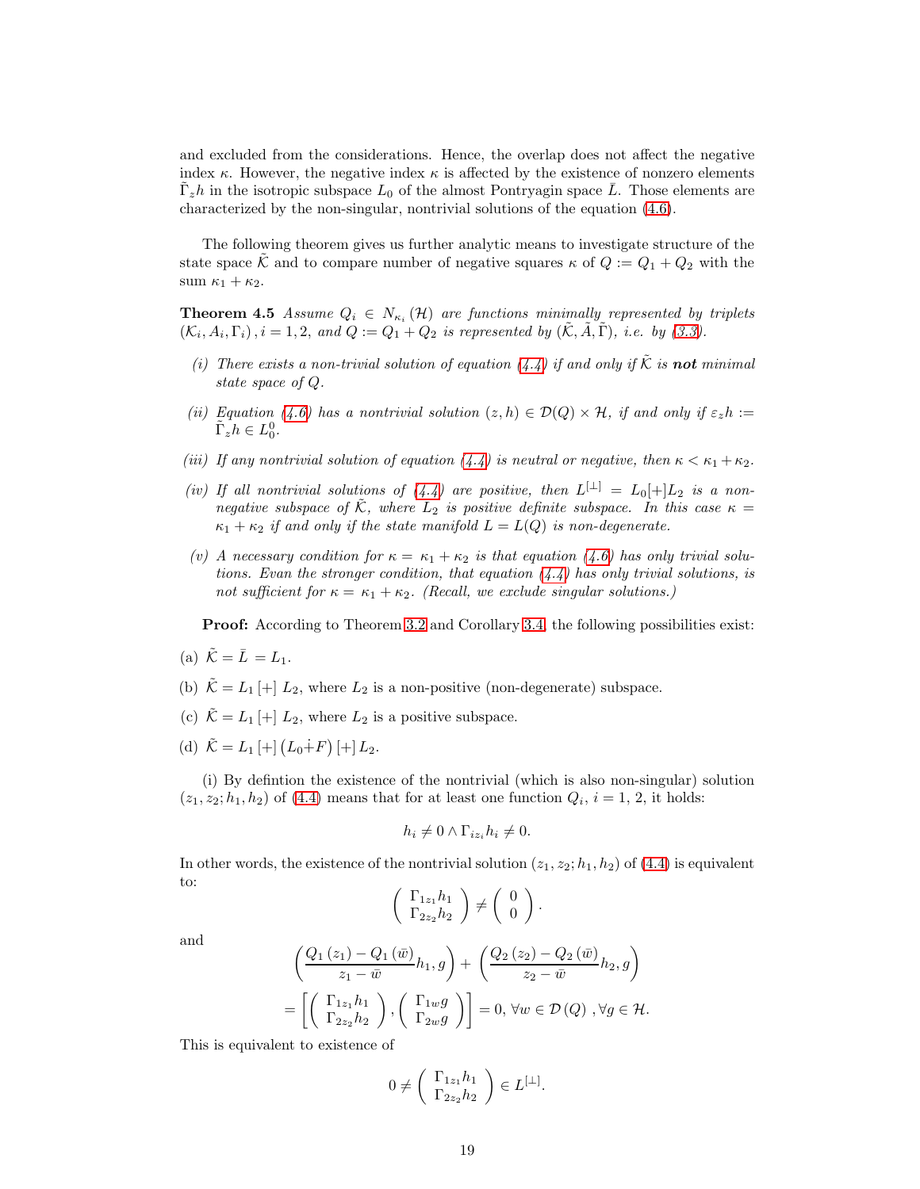and excluded from the considerations. Hence, the overlap does not affect the negative index $\kappa$. However, the negative index $\kappa$ is affected by the existence of nonzero elements $\tilde{\Gamma}_z h$ in the isotropic subspace $L_0$ of the almost Pontryagin space $\bar{L}$. Those elements are characterized by the non-singular, nontrivial solutions of the equation (4.6).

The following theorem gives us further analytic means to investigate structure of the state space $\tilde{\mathcal{K}}$ and to compare number of negative squares $\kappa$ of $Q := Q_1 + Q_2$ with the sum $\kappa_1 + \kappa_2$.

**Theorem 4.5** *Assume $Q_i \in N_{\kappa_i}(\mathcal{H})$ are functions minimally represented by triplets $(\mathcal{K}_i, A_i, \Gamma_i)$, $i = 1, 2$, and $Q := Q_1 + Q_2$ is represented by $(\tilde{\mathcal{K}}, \tilde{A}, \tilde{\Gamma})$, i.e. by (3.3).*

*(i) There exists a non-trivial solution of equation (4.4) if and only if $\tilde{\mathcal{K}}$ is* ***not*** *minimal state space of $Q$.*

*(ii) Equation (4.6) has a nontrivial solution $(z, h) \in \mathcal{D}(Q) \times \mathcal{H}$, if and only if $\varepsilon_z h := \tilde{\Gamma}_z h \in L_0^0$.*

*(iii) If any nontrivial solution of equation (4.4) is neutral or negative, then $\kappa < \kappa_1 + \kappa_2$.*

*(iv) If all nontrivial solutions of (4.4) are positive, then $L^{[\perp]} = L_0[+]L_2$ is a non-negative subspace of $\tilde{\mathcal{K}}$, where $L_2$ is positive definite subspace. In this case $\kappa = \kappa_1 + \kappa_2$ if and only if the state manifold $L = L(Q)$ is non-degenerate.*

*(v) A necessary condition for $\kappa = \kappa_1 + \kappa_2$ is that equation (4.6) has only trivial solutions. Evan the stronger condition, that equation (4.4) has only trivial solutions, is not sufficient for $\kappa = \kappa_1 + \kappa_2$. (Recall, we exclude singular solutions.)*

**Proof:** According to Theorem 3.2 and Corollary 3.4, the following possibilities exist:

(a) $\tilde{\mathcal{K}} = \bar{L} = L_1$.

(b) $\tilde{\mathcal{K}} = L_1 [+] L_2$, where $L_2$ is a non-positive (non-degenerate) subspace.

(c) $\tilde{\mathcal{K}} = L_1 [+] L_2$, where $L_2$ is a positive subspace.

(d) $\tilde{\mathcal{K}} = L_1 [+] \left(L_0 \dot{+} F\right) [+] L_2$.

(i) By defintion the existence of the nontrivial (which is also non-singular) solution $(z_1, z_2; h_1, h_2)$ of (4.4) means that for at least one function $Q_i$, $i = 1, 2$, it holds:

$$h_i \neq 0 \wedge \Gamma_{iz_i} h_i \neq 0.$$

In other words, the existence of the nontrivial solution $(z_1, z_2; h_1, h_2)$ of (4.4) is equivalent to:

$$\begin{pmatrix} \Gamma_{1z_1} h_1 \\ \Gamma_{2z_2} h_2 \end{pmatrix} \neq \begin{pmatrix} 0 \\ 0 \end{pmatrix}.$$

and

$$\left( \frac{Q_1(z_1) - Q_1(\bar{w})}{z_1 - \bar{w}} h_1, g \right) + \left( \frac{Q_2(z_2) - Q_2(\bar{w})}{z_2 - \bar{w}} h_2, g \right)$$
$$= \left[ \begin{pmatrix} \Gamma_{1z_1} h_1 \\ \Gamma_{2z_2} h_2 \end{pmatrix}, \begin{pmatrix} \Gamma_{1w} g \\ \Gamma_{2w} g \end{pmatrix} \right] = 0, \ \forall w \in \mathcal{D}(Q), \forall g \in \mathcal{H}.$$

This is equivalent to existence of

$$0 \neq \begin{pmatrix} \Gamma_{1z_1} h_1 \\ \Gamma_{2z_2} h_2 \end{pmatrix} \in L^{[\perp]}.$$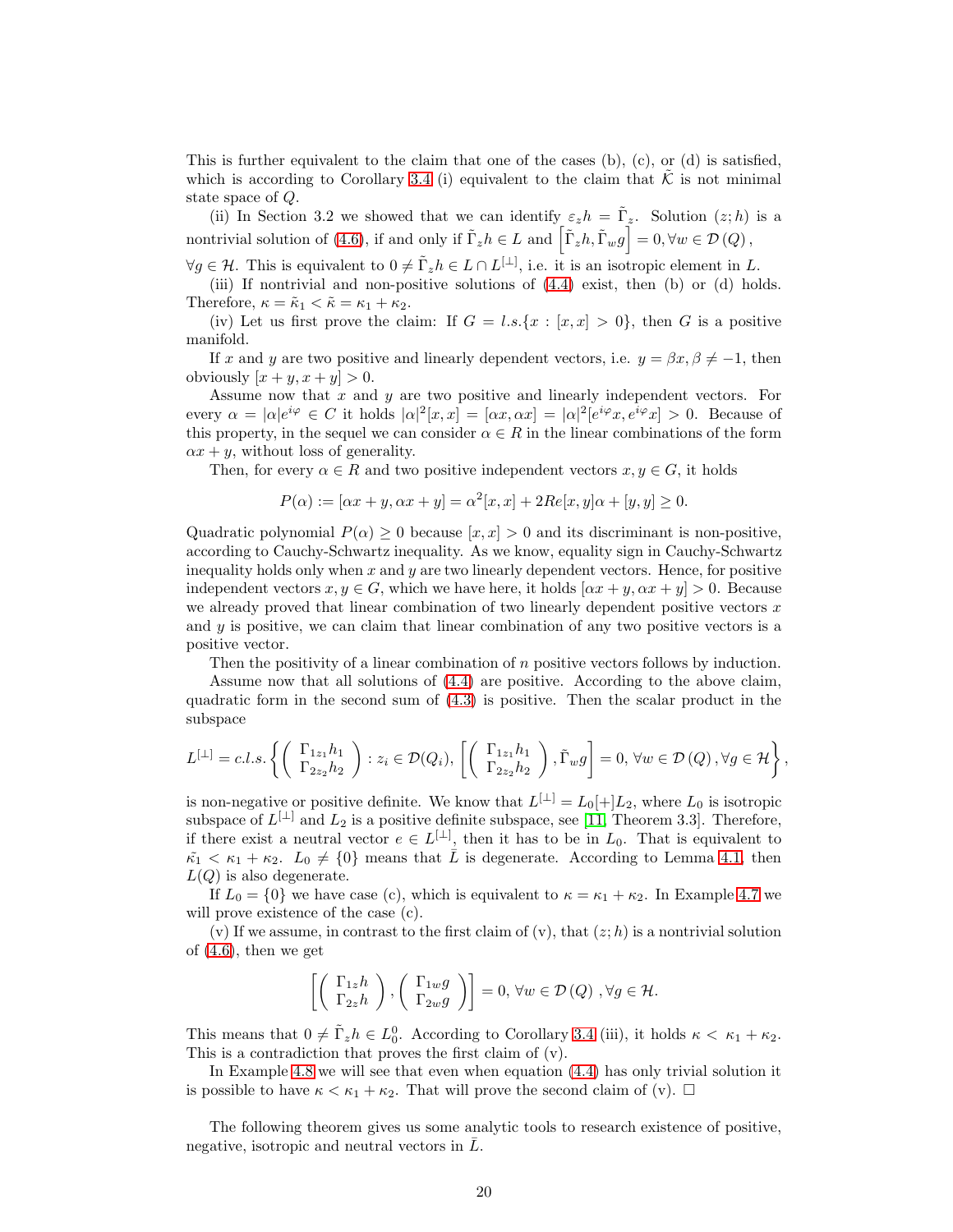This is further equivalent to the claim that one of the cases (b), (c), or (d) is satisfied, which is according to Corollary 3.4 (i) equivalent to the claim that $\tilde{\mathcal{K}}$ is not minimal state space of $Q$.

(ii) In Section 3.2 we showed that we can identify $\varepsilon_z h = \tilde{\Gamma}_z$. Solution $(z;h)$ is a nontrivial solution of (4.6), if and only if $\tilde{\Gamma}_z h \in L$ and $\left[\tilde{\Gamma}_z h, \tilde{\Gamma}_w g\right] = 0, \forall w \in \mathcal{D}(Q)$, $\forall g \in \mathcal{H}$. This is equivalent to $0 \neq \tilde{\Gamma}_z h \in L \cap L^{[\perp]}$, i.e. it is an isotropic element in $L$.

(iii) If nontrivial and non-positive solutions of (4.4) exist, then (b) or (d) holds. Therefore, $\kappa = \tilde{\kappa}_1 < \tilde{\kappa} = \kappa_1 + \kappa_2$.

(iv) Let us first prove the claim: If $G = l.s.\{x : [x,x] > 0\}$, then $G$ is a positive manifold.

If $x$ and $y$ are two positive and linearly dependent vectors, i.e. $y = \beta x, \beta \neq -1$, then obviously $[x+y, x+y] > 0$.

Assume now that $x$ and $y$ are two positive and linearly independent vectors. For every $\alpha = |\alpha| e^{i\varphi} \in C$ it holds $|\alpha|^2[x,x] = [\alpha x, \alpha x] = |\alpha|^2 [e^{i\varphi} x, e^{i\varphi} x] > 0$. Because of this property, in the sequel we can consider $\alpha \in R$ in the linear combinations of the form $\alpha x + y$, without loss of generality.

Then, for every $\alpha \in R$ and two positive independent vectors $x, y \in G$, it holds

$$P(\alpha) := [\alpha x + y, \alpha x + y] = \alpha^2 [x,x] + 2Re[x,y]\alpha + [y,y] \geq 0.$$

Quadratic polynomial $P(\alpha) \geq 0$ because $[x,x] > 0$ and its discriminant is non-positive, according to Cauchy-Schwartz inequality. As we know, equality sign in Cauchy-Schwartz inequality holds only when $x$ and $y$ are two linearly dependent vectors. Hence, for positive independent vectors $x, y \in G$, which we have here, it holds $[\alpha x + y, \alpha x + y] > 0$. Because we already proved that linear combination of two linearly dependent positive vectors $x$ and $y$ is positive, we can claim that linear combination of any two positive vectors is a positive vector.

Then the positivity of a linear combination of $n$ positive vectors follows by induction.

Assume now that all solutions of (4.4) are positive. According to the above claim, quadratic form in the second sum of (4.3) is positive. Then the scalar product in the subspace

$$L^{[\perp]} = c.l.s. \left\{ \begin{pmatrix} \Gamma_{1z_1} h_1 \\ \Gamma_{2z_2} h_2 \end{pmatrix} : z_i \in \mathcal{D}(Q_i), \left[ \begin{pmatrix} \Gamma_{1z_1} h_1 \\ \Gamma_{2z_2} h_2 \end{pmatrix}, \tilde{\Gamma}_w g \right] = 0, \forall w \in \mathcal{D}(Q), \forall g \in \mathcal{H} \right\},$$

is non-negative or positive definite. We know that $L^{[\perp]} = L_0 [+] L_2$, where $L_0$ is isotropic subspace of $L^{[\perp]}$ and $L_2$ is a positive definite subspace, see [11, Theorem 3.3]. Therefore, if there exist a neutral vector $e \in L^{[\perp]}$, then it has to be in $L_0$. That is equivalent to $\tilde{\kappa_1} < \kappa_1 + \kappa_2$. $L_0 \neq \{0\}$ means that $\tilde{L}$ is degenerate. According to Lemma 4.1, then $L(Q)$ is also degenerate.

If $L_0 = \{0\}$ we have case (c), which is equivalent to $\kappa = \kappa_1 + \kappa_2$. In Example 4.7 we will prove existence of the case (c).

(v) If we assume, in contrast to the first claim of (v), that $(z;h)$ is a nontrivial solution of (4.6), then we get

$$\left[ \begin{pmatrix} \Gamma_{1z} h \\ \Gamma_{2z} h \end{pmatrix}, \begin{pmatrix} \Gamma_{1w} g \\ \Gamma_{2w} g \end{pmatrix} \right] = 0, \forall w \in \mathcal{D}(Q), \forall g \in \mathcal{H}.$$

This means that $0 \neq \tilde{\Gamma}_z h \in L_0^0$. According to Corollary 3.4 (iii), it holds $\kappa < \kappa_1 + \kappa_2$. This is a contradiction that proves the first claim of (v).

In Example 4.8 we will see that even when equation (4.4) has only trivial solution it is possible to have $\kappa < \kappa_1 + \kappa_2$. That will prove the second claim of (v). $\square$

The following theorem gives us some analytic tools to research existence of positive, negative, isotropic and neutral vectors in $\tilde{L}$.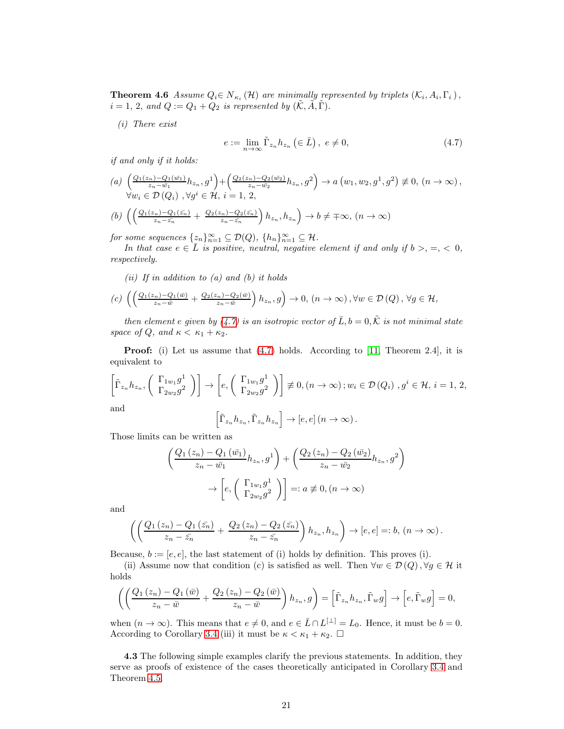**Theorem 4.6** *Assume $Q_i \in N_{\kappa_i}(\mathcal{H})$ are minimally represented by triplets $(\mathcal{K}_i, A_i, \Gamma_i)$, $i = 1, 2$, and $Q := Q_1 + Q_2$ is represented by $(\tilde{\mathcal{K}}, \tilde{A}, \tilde{\Gamma})$.*

*(i) There exist*

$$e := \lim_{n\to\infty} \tilde{\Gamma}_{z_n} h_{z_n} \left(\in \bar{L}\right),\ e \neq 0, \tag{4.7}$$

*if and only if it holds:*

*(a)* $\left(\frac{Q_1(z_n)-Q_1(\bar{w_1})}{z_n-\bar{w_1}} h_{z_n}, g^1\right) + \left(\frac{Q_2(z_n)-Q_2(\bar{w_2})}{z_n-\bar{w_2}} h_{z_n}, g^2\right) \to a\left(w_1, w_2, g^1, g^2\right) \not\equiv 0,\ (n\to\infty)$, $\forall w_i \in \mathcal{D}(Q_i)$, $\forall g^i \in \mathcal{H}$, $i = 1, 2$,

*(b)* $\left(\left(\frac{Q_1(z_n)-Q_1(\bar{z_n})}{z_n-\bar{z_n}} + \frac{Q_2(z_n)-Q_2(\bar{z_n})}{z_n-\bar{z_n}}\right) h_{z_n}, h_{z_n}\right) \to b \neq \mp\infty,\ (n\to\infty)$

*for some sequences $\{z_n\}_{n=1}^{\infty} \subseteq \mathcal{D}(Q)$, $\{h_n\}_{n=1}^{\infty} \subseteq \mathcal{H}$.*

*In that case $e \in \bar{L}$ is positive, neutral, negative element if and only if $b >, =, < 0$, respectively.*

*(ii) If in addition to (a) and (b) it holds*

*(c)* $\left(\left(\frac{Q_1(z_n)-Q_1(\bar{w})}{z_n-\bar{w}} + \frac{Q_2(z_n)-Q_2(\bar{w})}{z_n-\bar{w}}\right) h_{z_n}, g\right) \to 0,\ (n\to\infty),\ \forall w \in \mathcal{D}(Q),\ \forall g \in \mathcal{H}$,

*then element $e$ given by (4.7) is an isotropic vector of $\bar{L}, b = 0, \tilde{\mathcal{K}}$ is not minimal state space of $Q$, and $\kappa < \kappa_1 + \kappa_2$.*

**Proof:** (i) Let us assume that (4.7) holds. According to [11, Theorem 2.4], it is equivalent to

$$\left[\tilde{\Gamma}_{z_n} h_{z_n}, \begin{pmatrix} \Gamma_{1w_1} g^1 \\ \Gamma_{2w_2} g^2 \end{pmatrix}\right] \to \left[e, \begin{pmatrix} \Gamma_{1w_1} g^1 \\ \Gamma_{2w_2} g^2 \end{pmatrix}\right] \not\equiv 0, (n\to\infty); w_i \in \mathcal{D}(Q_i),\ g^i \in \mathcal{H},\ i = 1, 2,$$

and

$$\left[\tilde{\Gamma}_{z_n} h_{z_n}, \tilde{\Gamma}_{z_n} h_{z_n}\right] \to [e, e]\,(n\to\infty).$$

Those limits can be written as

$$\left(\frac{Q_1(z_n)-Q_1(\bar{w_1})}{z_n-\bar{w_1}} h_{z_n}, g^1\right) + \left(\frac{Q_2(z_n)-Q_2(\bar{w_2})}{z_n-\bar{w_2}} h_{z_n}, g^2\right)$$
$$\to \left[e, \begin{pmatrix} \Gamma_{1w_1} g^1 \\ \Gamma_{2w_2} g^2 \end{pmatrix}\right] =: a \not\equiv 0, (n\to\infty)$$

and

$$\left(\left(\frac{Q_1(z_n)-Q_1(\bar{z_n})}{z_n-\bar{z_n}} + \frac{Q_2(z_n)-Q_2(\bar{z_n})}{z_n-\bar{z_n}}\right) h_{z_n}, h_{z_n}\right) \to [e, e] =: b,\ (n\to\infty).$$

Because, $b := [e, e]$, the last statement of (i) holds by definition. This proves (i).

(ii) Assume now that condition (c) is satisfied as well. Then $\forall w \in \mathcal{D}(Q), \forall g \in \mathcal{H}$ it holds

$$\left(\left(\frac{Q_1(z_n)-Q_1(\bar{w})}{z_n-\bar{w}} + \frac{Q_2(z_n)-Q_2(\bar{w})}{z_n-\bar{w}}\right) h_{z_n}, g\right) = \left[\tilde{\Gamma}_{z_n} h_{z_n}, \tilde{\Gamma}_w g\right] \to \left[e, \tilde{\Gamma}_w g\right] = 0,$$

when $(n\to\infty)$. This means that $e \neq 0$, and $e \in \bar{L} \cap L^{[\perp]} = L_0$. Hence, it must be $b = 0$. According to Corollary 3.4 (iii) it must be $\kappa < \kappa_1 + \kappa_2$. $\square$

**4.3** The following simple examples clarify the previous statements. In addition, they serve as proofs of existence of the cases theoretically anticipated in Corollary 3.4 and Theorem 4.5.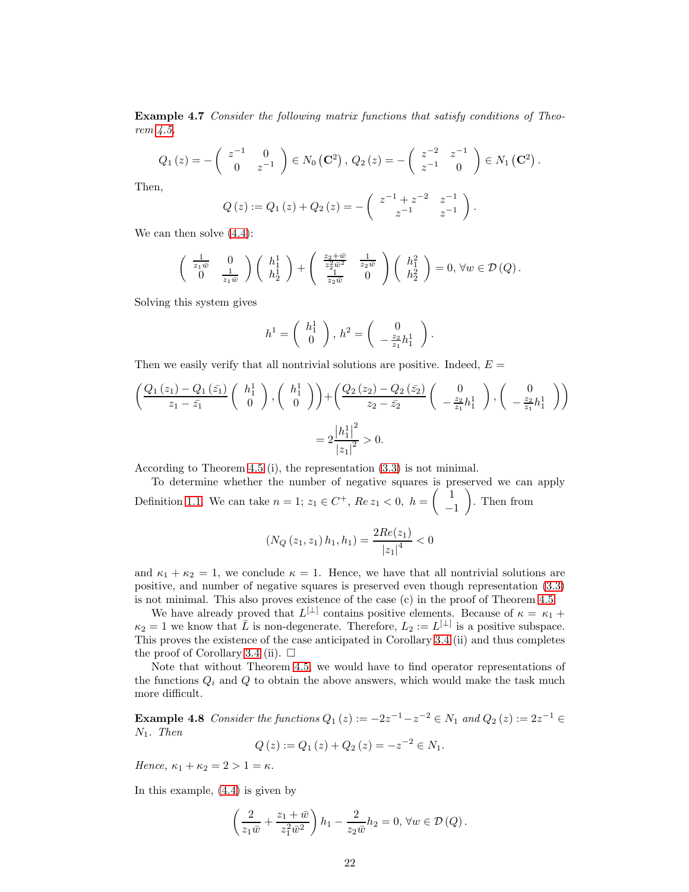**Example 4.7** *Consider the following matrix functions that satisfy conditions of Theorem 4.5.*

$$Q_1(z) = -\begin{pmatrix} z^{-1} & 0 \\ 0 & z^{-1} \end{pmatrix} \in N_0(\mathbf{C}^2), \; Q_2(z) = -\begin{pmatrix} z^{-2} & z^{-1} \\ z^{-1} & 0 \end{pmatrix} \in N_1(\mathbf{C}^2).$$

Then,

$$Q(z) := Q_1(z) + Q_2(z) = -\begin{pmatrix} z^{-1} + z^{-2} & z^{-1} \\ z^{-1} & z^{-1} \end{pmatrix}.$$

We can then solve (4.4):

$$\begin{pmatrix} \frac{1}{z_1 \bar{w}} & 0 \\ 0 & \frac{1}{z_1 \bar{w}} \end{pmatrix} \begin{pmatrix} h_1^1 \\ h_2^1 \end{pmatrix} + \begin{pmatrix} \frac{z_2 + \bar{w}}{z_2^2 \bar{w}^2} & \frac{1}{z_2 \bar{w}} \\ \frac{1}{z_2 \bar{w}} & 0 \end{pmatrix} \begin{pmatrix} h_1^2 \\ h_2^2 \end{pmatrix} = 0, \, \forall w \in \mathcal{D}(Q).$$

Solving this system gives

$$h^1 = \begin{pmatrix} h_1^1 \\ 0 \end{pmatrix}, \, h^2 = \begin{pmatrix} 0 \\ -\frac{z_2}{z_1} h_1^1 \end{pmatrix}.$$

Then we easily verify that all nontrivial solutions are positive. Indeed, $E =$

$$\left( \frac{Q_1(z_1) - Q_1(\bar{z_1})}{z_1 - \bar{z_1}} \begin{pmatrix} h_1^1 \\ 0 \end{pmatrix}, \begin{pmatrix} h_1^1 \\ 0 \end{pmatrix} \right) + \left( \frac{Q_2(z_2) - Q_2(\bar{z_2})}{z_2 - \bar{z_2}} \begin{pmatrix} 0 \\ -\frac{z_2}{z_1} h_1^1 \end{pmatrix}, \begin{pmatrix} 0 \\ -\frac{z_2}{z_1} h_1^1 \end{pmatrix} \right)$$

$$= 2 \frac{|h_1^1|^2}{|z_1|^2} > 0.$$

According to Theorem 4.5 (i), the representation (3.3) is not minimal.

To determine whether the number of negative squares is preserved we can apply Definition 1.1. We can take $n = 1$; $z_1 \in C^+$, $Re\, z_1 < 0$, $h = \begin{pmatrix} 1 \\ -1 \end{pmatrix}$. Then from

$$(N_Q(z_1, z_1) h_1, h_1) = \frac{2Re(z_1)}{|z_1|^4} < 0$$

and $\kappa_1 + \kappa_2 = 1$, we conclude $\kappa = 1$. Hence, we have that all nontrivial solutions are positive, and number of negative squares is preserved even though representation (3.3) is not minimal. This also proves existence of the case (c) in the proof of Theorem 4.5.

We have already proved that $L^{[\perp]}$ contains positive elements. Because of $\kappa = \kappa_1 + \kappa_2 = 1$ we know that $\bar{L}$ is non-degenerate. Therefore, $L_2 := L^{[\perp]}$ is a positive subspace. This proves the existence of the case anticipated in Corollary 3.4 (ii) and thus completes the proof of Corollary 3.4 (ii). $\square$

Note that without Theorem 4.5, we would have to find operator representations of the functions $Q_i$ and $Q$ to obtain the above answers, which would make the task much more difficult.

**Example 4.8** *Consider the functions $Q_1(z) := -2z^{-1} - z^{-2} \in N_1$ and $Q_2(z) := 2z^{-1} \in N_1$. Then*

$$Q(z) := Q_1(z) + Q_2(z) = -z^{-2} \in N_1.$$

*Hence, $\kappa_1 + \kappa_2 = 2 > 1 = \kappa$.*

In this example, (4.4) is given by

$$\left( \frac{2}{z_1 \bar{w}} + \frac{z_1 + \bar{w}}{z_1^2 \bar{w}^2} \right) h_1 - \frac{2}{z_2 \bar{w}} h_2 = 0, \, \forall w \in \mathcal{D}(Q).$$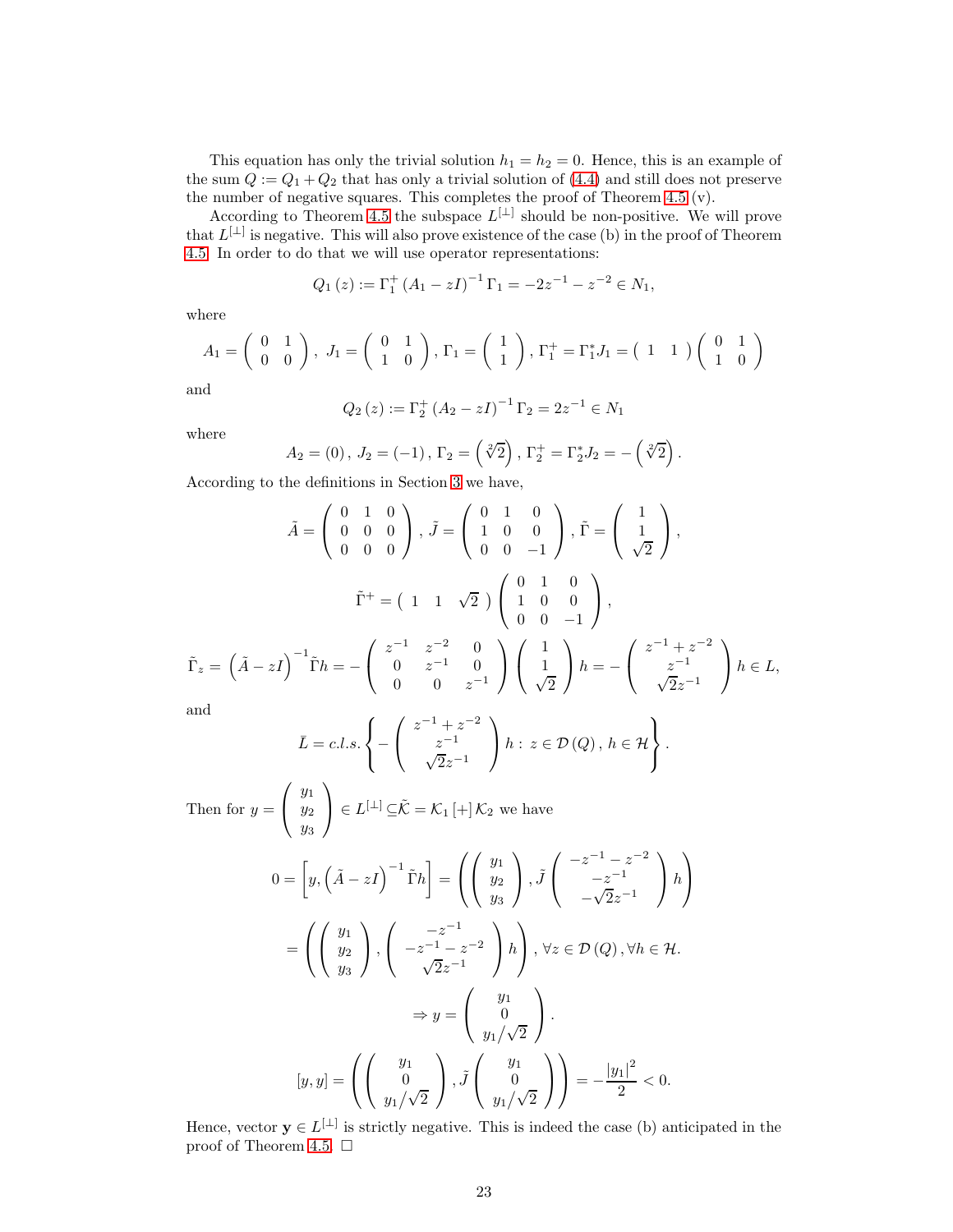This equation has only the trivial solution $h_1 = h_2 = 0$. Hence, this is an example of the sum $Q := Q_1 + Q_2$ that has only a trivial solution of (4.4) and still does not preserve the number of negative squares. This completes the proof of Theorem 4.5 (v).

According to Theorem 4.5 the subspace $L^{[\perp]}$ should be non-positive. We will prove that $L^{[\perp]}$ is negative. This will also prove existence of the case (b) in the proof of Theorem 4.5. In order to do that we will use operator representations:

$$Q_1(z) := \Gamma_1^+ (A_1 - zI)^{-1} \Gamma_1 = -2z^{-1} - z^{-2} \in N_1,$$

where

$$A_1 = \begin{pmatrix} 0 & 1 \\ 0 & 0 \end{pmatrix},\ J_1 = \begin{pmatrix} 0 & 1 \\ 1 & 0 \end{pmatrix}, \Gamma_1 = \begin{pmatrix} 1 \\ 1 \end{pmatrix}, \Gamma_1^+ = \Gamma_1^* J_1 = \begin{pmatrix} 1 & 1 \end{pmatrix} \begin{pmatrix} 0 & 1 \\ 1 & 0 \end{pmatrix}$$

and

$$Q_2(z) := \Gamma_2^+ (A_2 - zI)^{-1} \Gamma_2 = 2z^{-1} \in N_1$$

where

$$A_2 = (0),\ J_2 = (-1),\ \Gamma_2 = \left(\sqrt[2]{2}\right),\ \Gamma_2^+ = \Gamma_2^* J_2 = -\left(\sqrt[2]{2}\right).$$

According to the definitions in Section 3 we have,

$$\tilde{A} = \begin{pmatrix} 0 & 1 & 0 \\ 0 & 0 & 0 \\ 0 & 0 & 0 \end{pmatrix},\ \tilde{J} = \begin{pmatrix} 0 & 1 & 0 \\ 1 & 0 & 0 \\ 0 & 0 & -1 \end{pmatrix},\ \tilde{\Gamma} = \begin{pmatrix} 1 \\ 1 \\ \sqrt{2} \end{pmatrix},$$

$$\tilde{\Gamma}^+ = \begin{pmatrix} 1 & 1 & \sqrt{2} \end{pmatrix} \begin{pmatrix} 0 & 1 & 0 \\ 1 & 0 & 0 \\ 0 & 0 & -1 \end{pmatrix},$$

$$\tilde{\Gamma}_z = \left(\tilde{A} - zI\right)^{-1} \tilde{\Gamma} h = -\begin{pmatrix} z^{-1} & z^{-2} & 0 \\ 0 & z^{-1} & 0 \\ 0 & 0 & z^{-1} \end{pmatrix} \begin{pmatrix} 1 \\ 1 \\ \sqrt{2} \end{pmatrix} h = -\begin{pmatrix} z^{-1} + z^{-2} \\ z^{-1} \\ \sqrt{2} z^{-1} \end{pmatrix} h \in L,$$

and

$$\bar{L} = c.l.s. \left\{ -\begin{pmatrix} z^{-1} + z^{-2} \\ z^{-1} \\ \sqrt{2} z^{-1} \end{pmatrix} h : \ z \in \mathcal{D}(Q),\ h \in \mathcal{H} \right\}.$$

Then for $y = \begin{pmatrix} y_1 \\ y_2 \\ y_3 \end{pmatrix} \in L^{[\perp]} \subseteq \tilde{\mathcal{K}} = \mathcal{K}_1 [+] \mathcal{K}_2$ we have

$$0 = \left[ y, \left(\tilde{A} - zI\right)^{-1} \tilde{\Gamma} h \right] = \left( \begin{pmatrix} y_1 \\ y_2 \\ y_3 \end{pmatrix}, \tilde{J} \begin{pmatrix} -z^{-1} - z^{-2} \\ -z^{-1} \\ -\sqrt{2} z^{-1} \end{pmatrix} h \right)$$

$$= \left( \begin{pmatrix} y_1 \\ y_2 \\ y_3 \end{pmatrix}, \begin{pmatrix} -z^{-1} \\ -z^{-1} - z^{-2} \\ \sqrt{2} z^{-1} \end{pmatrix} h \right),\ \forall z \in \mathcal{D}(Q), \forall h \in \mathcal{H}.$$

$$\Rightarrow y = \begin{pmatrix} y_1 \\ 0 \\ y_1 / \sqrt{2} \end{pmatrix}.$$

$$[y, y] = \left( \begin{pmatrix} y_1 \\ 0 \\ y_1/\sqrt{2} \end{pmatrix}, \tilde{J} \begin{pmatrix} y_1 \\ 0 \\ y_1/\sqrt{2} \end{pmatrix} \right) = -\frac{|y_1|^2}{2} < 0.$$

Hence, vector $\mathbf{y} \in L^{[\perp]}$ is strictly negative. This is indeed the case (b) anticipated in the proof of Theorem 4.5. $\square$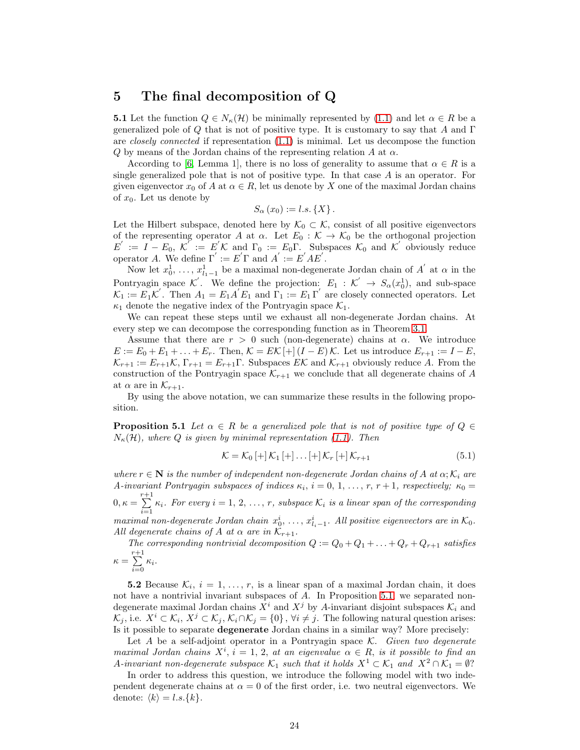## 5 The final decomposition of Q

**5.1** Let the function $Q \in N_\kappa(\mathcal{H})$ be minimally represented by (1.1) and let $\alpha \in R$ be a generalized pole of $Q$ that is not of positive type. It is customary to say that $A$ and $\Gamma$ are *closely connected* if representation (1.1) is minimal. Let us decompose the function $Q$ by means of the Jordan chains of the representing relation $A$ at $\alpha$.

According to [6, Lemma 1], there is no loss of generality to assume that $\alpha \in R$ is a single generalized pole that is not of positive type. In that case $A$ is an operator. For given eigenvector $x_0$ of $A$ at $\alpha \in R$, let us denote by $X$ one of the maximal Jordan chains of $x_0$. Let us denote by

$$S_\alpha(x_0) := l.s.\{X\}.$$

Let the Hilbert subspace, denoted here by $\mathcal{K}_0 \subset \mathcal{K}$, consist of all positive eigenvectors of the representing operator $A$ at $\alpha$. Let $E_0 : \mathcal{K} \to \mathcal{K}_0$ be the orthogonal projection $E^{'} := I - E_0$, $\mathcal{K}^{'} := E^{'}\mathcal{K}$ and $\Gamma_0 := E_0\Gamma$. Subspaces $\mathcal{K}_0$ and $\mathcal{K}^{'}$ obviously reduce operator $A$. We define $\Gamma^{'} := E^{'}\Gamma$ and $A^{'} := E^{'}AE^{'}$.

Now let $x_0^1, \ldots, x_{l_1-1}^1$ be a maximal non-degenerate Jordan chain of $A^{'}$ at $\alpha$ in the Pontryagin space $\mathcal{K}^{'}$. We define the projection: $E_1 : \mathcal{K}^{'} \to S_\alpha(x_0^1)$, and sub-space $\mathcal{K}_1 := E_1\mathcal{K}^{'}$. Then $A_1 = E_1A^{'}E_1$ and $\Gamma_1 := E_1\Gamma^{'}$ are closely connected operators. Let $\kappa_1$ denote the negative index of the Pontryagin space $\mathcal{K}_1$.

We can repeat these steps until we exhaust all non-degenerate Jordan chains. At every step we can decompose the corresponding function as in Theorem 3.1.

Assume that there are $r > 0$ such (non-degenerate) chains at $\alpha$. We introduce $E := E_0 + E_1 + \ldots + E_r$. Then, $\mathcal{K} = E\mathcal{K}\,[+]\,(I - E)\mathcal{K}$. Let us introduce $E_{r+1} := I - E$, $\mathcal{K}_{r+1} := E_{r+1}\mathcal{K}$, $\Gamma_{r+1} = E_{r+1}\Gamma$. Subspaces $E\mathcal{K}$ and $\mathcal{K}_{r+1}$ obviously reduce $A$. From the construction of the Pontryagin space $\mathcal{K}_{r+1}$ we conclude that all degenerate chains of $A$ at $\alpha$ are in $\mathcal{K}_{r+1}$.

By using the above notation, we can summarize these results in the following proposition.

**Proposition 5.1** *Let $\alpha \in R$ be a generalized pole that is not of positive type of $Q \in N_\kappa(\mathcal{H})$, where $Q$ is given by minimal representation (1.1). Then*

$$\mathcal{K} = \mathcal{K}_0\,[+]\,\mathcal{K}_1\,[+]\ldots[+]\,\mathcal{K}_r\,[+]\,\mathcal{K}_{r+1} \tag{5.1}$$

*where $r \in \mathbf{N}$ is the number of independent non-degenerate Jordan chains of $A$ at $\alpha$; $\mathcal{K}_i$ are $A$-invariant Pontryagin subspaces of indices $\kappa_i$, $i = 0, 1, \ldots, r, r+1$, respectively; $\kappa_0 = 0, \kappa = \sum_{i=1}^{r+1} \kappa_i$. For every $i = 1, 2, \ldots, r$, subspace $\mathcal{K}_i$ is a linear span of the corresponding maximal non-degenerate Jordan chain $x_0^i, \ldots, x_{l_i-1}^i$. All positive eigenvectors are in $\mathcal{K}_0$. All degenerate chains of $A$ at $\alpha$ are in $\mathcal{K}_{r+1}$.*

*The corresponding nontrivial decomposition $Q := Q_0 + Q_1 + \ldots + Q_r + Q_{r+1}$ satisfies $\kappa = \sum_{i=0}^{r+1} \kappa_i$.*

**5.2** Because $\mathcal{K}_i$, $i = 1, \ldots, r$, is a linear span of a maximal Jordan chain, it does not have a nontrivial invariant subspaces of $A$. In Proposition 5.1 we separated non-degenerate maximal Jordan chains $X^i$ and $X^j$ by $A$-invariant disjoint subspaces $\mathcal{K}_i$ and $\mathcal{K}_j$, i.e. $X^i \subset \mathcal{K}_i$, $X^j \subset \mathcal{K}_j$, $\mathcal{K}_i \cap \mathcal{K}_j = \{0\}$, $\forall i \neq j$. The following natural question arises: Is it possible to separate **degenerate** Jordan chains in a similar way? More precisely:

Let $A$ be a self-adjoint operator in a Pontryagin space $\mathcal{K}$. *Given two degenerate maximal Jordan chains $X^i$, $i = 1, 2$, at an eigenvalue $\alpha \in R$, is it possible to find an $A$-invariant non-degenerate subspace $\mathcal{K}_1$ such that it holds $X^1 \subset \mathcal{K}_1$ and $X^2 \cap \mathcal{K}_1 = \emptyset$?*

In order to address this question, we introduce the following model with two independent degenerate chains at $\alpha = 0$ of the first order, i.e. two neutral eigenvectors. We denote: $\langle k \rangle = l.s.\{k\}$.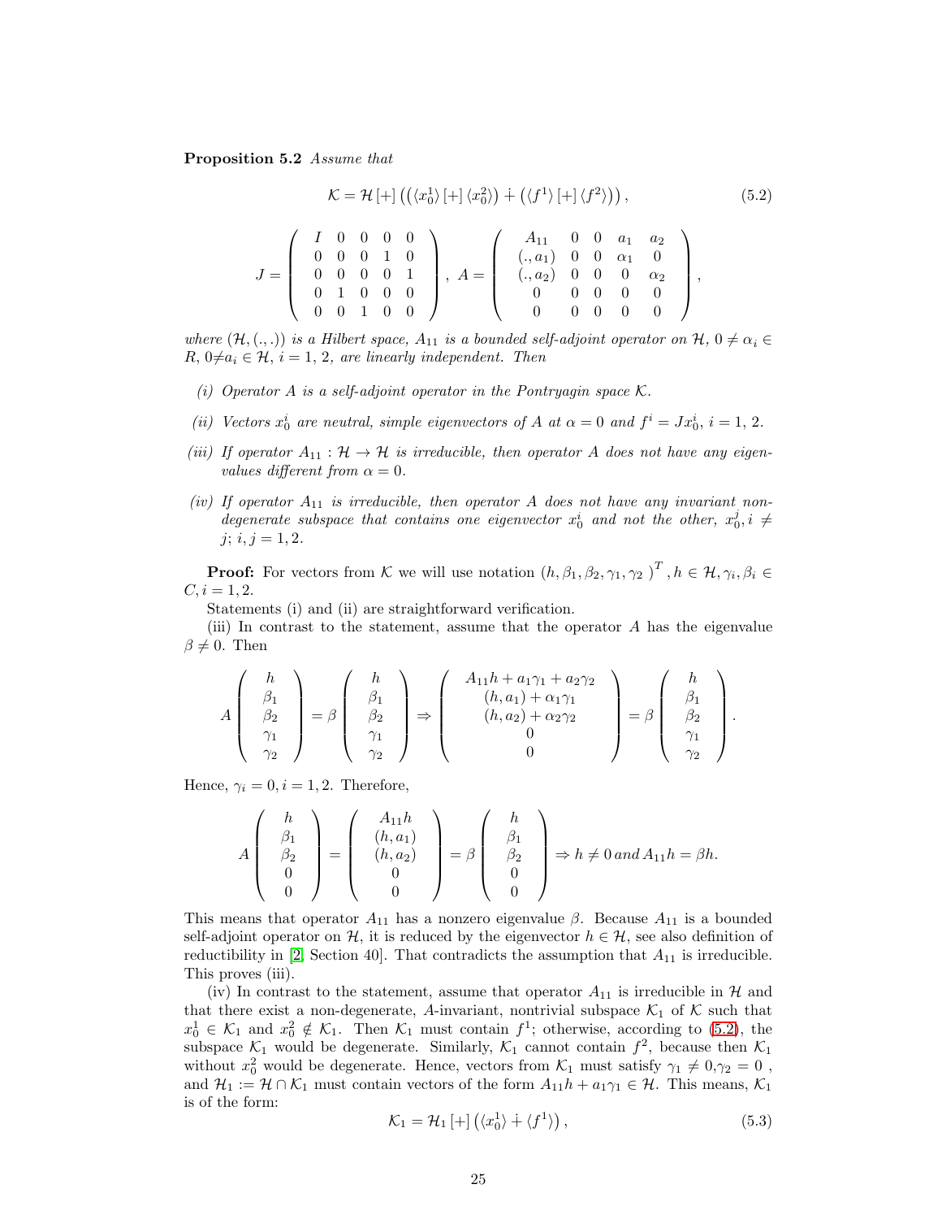**Proposition 5.2** *Assume that*

$$\mathcal{K} = \mathcal{H}\,[+]\left(\left(\langle x_0^1\rangle\,[+]\,\langle x_0^2\rangle\right) \dot{+} \left(\langle f^1\rangle\,[+]\,\langle f^2\rangle\right)\right), \tag{5.2}$$

$$J = \left(\begin{array}{ccccc} I & 0 & 0 & 0 & 0 \\ 0 & 0 & 0 & 1 & 0 \\ 0 & 0 & 0 & 0 & 1 \\ 0 & 1 & 0 & 0 & 0 \\ 0 & 0 & 1 & 0 & 0 \end{array}\right),\; A = \left(\begin{array}{ccccc} A_{11} & 0 & 0 & a_1 & a_2 \\ (.,a_1) & 0 & 0 & \alpha_1 & 0 \\ (.,a_2) & 0 & 0 & 0 & \alpha_2 \\ 0 & 0 & 0 & 0 & 0 \\ 0 & 0 & 0 & 0 & 0 \end{array}\right),$$

*where $(\mathcal{H},(.,.))$ is a Hilbert space, $A_{11}$ is a bounded self-adjoint operator on $\mathcal{H}$, $0 \neq \alpha_i \in R$, $0 \neq a_i \in \mathcal{H}$, $i = 1, 2$, are linearly independent. Then*

*(i) Operator $A$ is a self-adjoint operator in the Pontryagin space $\mathcal{K}$.*

*(ii) Vectors $x_0^i$ are neutral, simple eigenvectors of $A$ at $\alpha = 0$ and $f^i = Jx_0^i$, $i = 1, 2$.*

*(iii) If operator $A_{11} : \mathcal{H} \to \mathcal{H}$ is irreducible, then operator $A$ does not have any eigenvalues different from $\alpha = 0$.*

*(iv) If operator $A_{11}$ is irreducible, then operator $A$ does not have any invariant non-degenerate subspace that contains one eigenvector $x_0^i$ and not the other, $x_0^j, i \neq j;\ i, j = 1, 2$.*

**Proof:** For vectors from $\mathcal{K}$ we will use notation $(h, \beta_1, \beta_2, \gamma_1, \gamma_2\ )^T, h \in \mathcal{H}, \gamma_i, \beta_i \in C, i = 1, 2$.

Statements (i) and (ii) are straightforward verification.

(iii) In contrast to the statement, assume that the operator $A$ has the eigenvalue $\beta \neq 0$. Then

$$A\left(\begin{array}{c} h \\ \beta_1 \\ \beta_2 \\ \gamma_1 \\ \gamma_2 \end{array}\right) = \beta \left(\begin{array}{c} h \\ \beta_1 \\ \beta_2 \\ \gamma_1 \\ \gamma_2 \end{array}\right) \Rightarrow \left(\begin{array}{c} A_{11}h + a_1\gamma_1 + a_2\gamma_2 \\ (h,a_1) + \alpha_1\gamma_1 \\ (h,a_2) + \alpha_2\gamma_2 \\ 0 \\ 0 \end{array}\right) = \beta \left(\begin{array}{c} h \\ \beta_1 \\ \beta_2 \\ \gamma_1 \\ \gamma_2 \end{array}\right).$$

Hence, $\gamma_i = 0, i = 1, 2$. Therefore,

$$A\left(\begin{array}{c} h \\ \beta_1 \\ \beta_2 \\ 0 \\ 0 \end{array}\right) = \left(\begin{array}{c} A_{11}h \\ (h,a_1) \\ (h,a_2) \\ 0 \\ 0 \end{array}\right) = \beta \left(\begin{array}{c} h \\ \beta_1 \\ \beta_2 \\ 0 \\ 0 \end{array}\right) \Rightarrow h \neq 0 \, and \, A_{11}h = \beta h.$$

This means that operator $A_{11}$ has a nonzero eigenvalue $\beta$. Because $A_{11}$ is a bounded self-adjoint operator on $\mathcal{H}$, it is reduced by the eigenvector $h \in \mathcal{H}$, see also definition of reducibility in [2, Section 40]. That contradicts the assumption that $A_{11}$ is irreducible. This proves (iii).

(iv) In contrast to the statement, assume that operator $A_{11}$ is irreducible in $\mathcal{H}$ and that there exist a non-degenerate, $A$-invariant, nontrivial subspace $\mathcal{K}_1$ of $\mathcal{K}$ such that $x_0^1 \in \mathcal{K}_1$ and $x_0^2 \notin \mathcal{K}_1$. Then $\mathcal{K}_1$ must contain $f^1$; otherwise, according to (5.2), the subspace $\mathcal{K}_1$ would be degenerate. Similarly, $\mathcal{K}_1$ cannot contain $f^2$, because then $\mathcal{K}_1$ without $x_0^2$ would be degenerate. Hence, vectors from $\mathcal{K}_1$ must satisfy $\gamma_1 \neq 0, \gamma_2 = 0$, and $\mathcal{H}_1 := \mathcal{H} \cap \mathcal{K}_1$ must contain vectors of the form $A_{11}h + a_1\gamma_1 \in \mathcal{H}$. This means, $\mathcal{K}_1$ is of the form:

$$\mathcal{K}_1 = \mathcal{H}_1\,[+]\left(\langle x_0^1\rangle \dot{+} \langle f^1\rangle\right), \tag{5.3}$$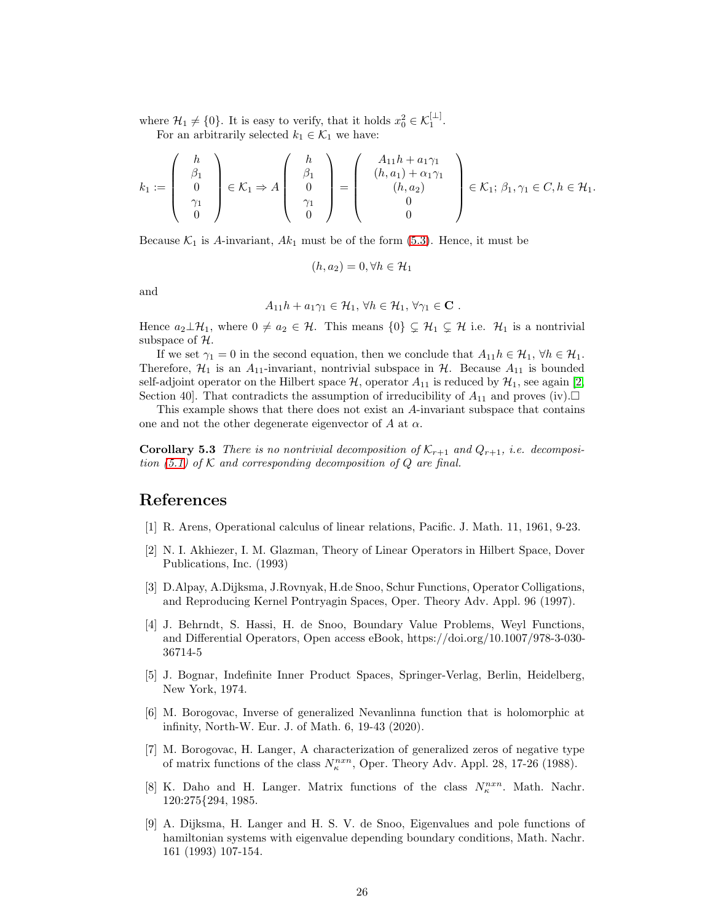where $\mathcal{H}_1 \neq \{0\}$. It is easy to verify, that it holds $x_0^2 \in \mathcal{K}_1^{[\perp]}$.

For an arbitrarily selected $k_1 \in \mathcal{K}_1$ we have:

$$k_1 := \begin{pmatrix} h \\ \beta_1 \\ 0 \\ \gamma_1 \\ 0 \end{pmatrix} \in \mathcal{K}_1 \Rightarrow A \begin{pmatrix} h \\ \beta_1 \\ 0 \\ \gamma_1 \\ 0 \end{pmatrix} = \begin{pmatrix} A_{11}h + a_1\gamma_1 \\ (h, a_1) + \alpha_1\gamma_1 \\ (h, a_2) \\ 0 \\ 0 \end{pmatrix} \in \mathcal{K}_1;\ \beta_1, \gamma_1 \in C, h \in \mathcal{H}_1.$$

Because $\mathcal{K}_1$ is $A$-invariant, $Ak_1$ must be of the form (5.3). Hence, it must be

$$(h, a_2) = 0, \forall h \in \mathcal{H}_1$$

and

$$A_{11}h + a_1\gamma_1 \in \mathcal{H}_1,\ \forall h \in \mathcal{H}_1,\ \forall \gamma_1 \in \mathbf{C}\ .$$

Hence $a_2 \perp \mathcal{H}_1$, where $0 \neq a_2 \in \mathcal{H}$. This means $\{0\} \subsetneq \mathcal{H}_1 \subsetneq \mathcal{H}$ i.e. $\mathcal{H}_1$ is a nontrivial subspace of $\mathcal{H}$.

If we set $\gamma_1 = 0$ in the second equation, then we conclude that $A_{11}h \in \mathcal{H}_1$, $\forall h \in \mathcal{H}_1$. Therefore, $\mathcal{H}_1$ is an $A_{11}$-invariant, nontrivial subspace in $\mathcal{H}$. Because $A_{11}$ is bounded self-adjoint operator on the Hilbert space $\mathcal{H}$, operator $A_{11}$ is reduced by $\mathcal{H}_1$, see again [2, Section 40]. That contradicts the assumption of irreducibility of $A_{11}$ and proves (iv).$\square$

This example shows that there does not exist an $A$-invariant subspace that contains one and not the other degenerate eigenvector of $A$ at $\alpha$.

**Corollary 5.3** *There is no nontrivial decomposition of $\mathcal{K}_{r+1}$ and $Q_{r+1}$, i.e. decomposition (5.1) of $\mathcal{K}$ and corresponding decomposition of $Q$ are final.*

# References

[1] R. Arens, Operational calculus of linear relations, Pacific. J. Math. 11, 1961, 9-23.

[2] N. I. Akhiezer, I. M. Glazman, Theory of Linear Operators in Hilbert Space, Dover Publications, Inc. (1993)

[3] D.Alpay, A.Dijksma, J.Rovnyak, H.de Snoo, Schur Functions, Operator Colligations, and Reproducing Kernel Pontryagin Spaces, Oper. Theory Adv. Appl. 96 (1997).

[4] J. Behrndt, S. Hassi, H. de Snoo, Boundary Value Problems, Weyl Functions, and Differential Operators, Open access eBook, https://doi.org/10.1007/978-3-030-36714-5

[5] J. Bognar, Indefinite Inner Product Spaces, Springer-Verlag, Berlin, Heidelberg, New York, 1974.

[6] M. Borogovac, Inverse of generalized Nevanlinna function that is holomorphic at infinity, North-W. Eur. J. of Math. 6, 19-43 (2020).

[7] M. Borogovac, H. Langer, A characterization of generalized zeros of negative type of matrix functions of the class $N_\kappa^{nxn}$, Oper. Theory Adv. Appl. 28, 17-26 (1988).

[8] K. Daho and H. Langer. Matrix functions of the class $N_\kappa^{nxn}$. Math. Nachr. 120:275{294, 1985.

[9] A. Dijksma, H. Langer and H. S. V. de Snoo, Eigenvalues and pole functions of hamiltonian systems with eigenvalue depending boundary conditions, Math. Nachr. 161 (1993) 107-154.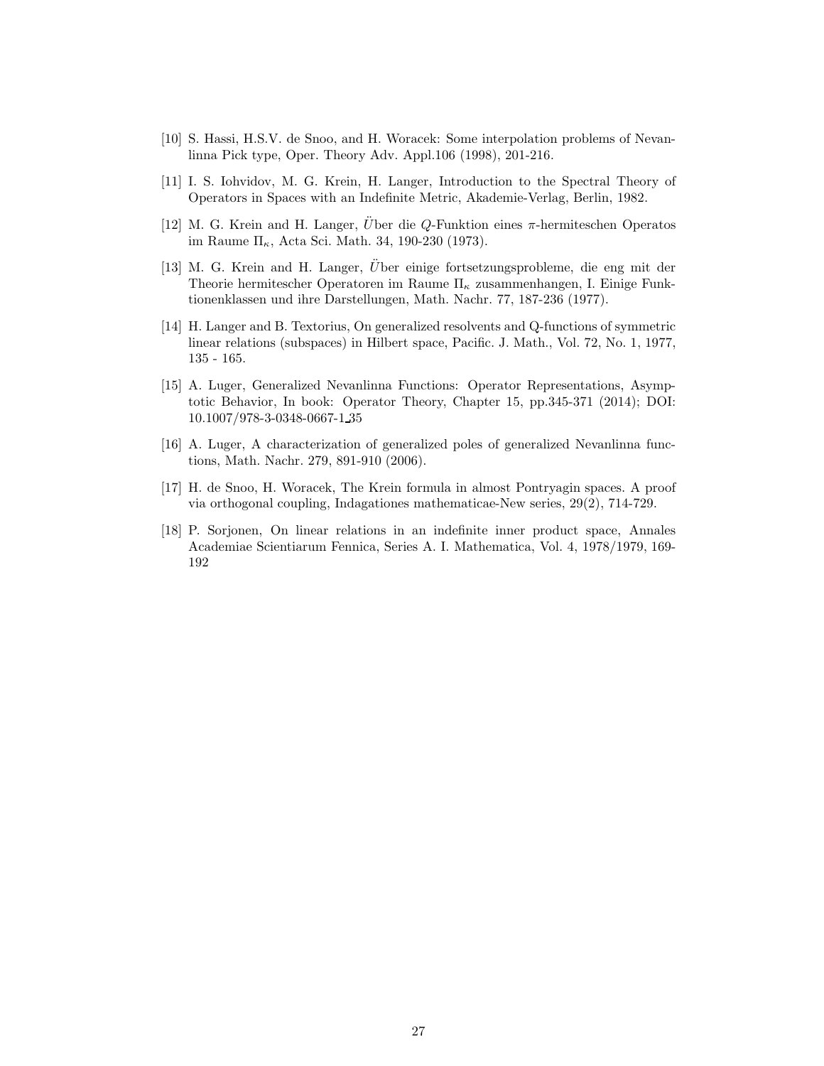[10] S. Hassi, H.S.V. de Snoo, and H. Woracek: Some interpolation problems of Nevanlinna Pick type, Oper. Theory Adv. Appl.106 (1998), 201-216.

[11] I. S. Iohvidov, M. G. Krein, H. Langer, Introduction to the Spectral Theory of Operators in Spaces with an Indefinite Metric, Akademie-Verlag, Berlin, 1982.

[12] M. G. Krein and H. Langer, Über die $Q$-Funktion eines $\pi$-hermiteschen Operatos im Raume $\Pi_\kappa$, Acta Sci. Math. 34, 190-230 (1973).

[13] M. G. Krein and H. Langer, Über einige fortsetzungsprobleme, die eng mit der Theorie hermitescher Operatoren im Raume $\Pi_\kappa$ zusammenhangen, I. Einige Funktionenklassen und ihre Darstellungen, Math. Nachr. 77, 187-236 (1977).

[14] H. Langer and B. Textorius, On generalized resolvents and Q-functions of symmetric linear relations (subspaces) in Hilbert space, Pacific. J. Math., Vol. 72, No. 1, 1977, 135 - 165.

[15] A. Luger, Generalized Nevanlinna Functions: Operator Representations, Asymptotic Behavior, In book: Operator Theory, Chapter 15, pp.345-371 (2014); DOI: 10.1007/978-3-0348-0667-1_35

[16] A. Luger, A characterization of generalized poles of generalized Nevanlinna functions, Math. Nachr. 279, 891-910 (2006).

[17] H. de Snoo, H. Woracek, The Krein formula in almost Pontryagin spaces. A proof via orthogonal coupling, Indagationes mathematicae-New series, 29(2), 714-729.

[18] P. Sorjonen, On linear relations in an indefinite inner product space, Annales Academiae Scientiarum Fennica, Series A. I. Mathematica, Vol. 4, 1978/1979, 169-192